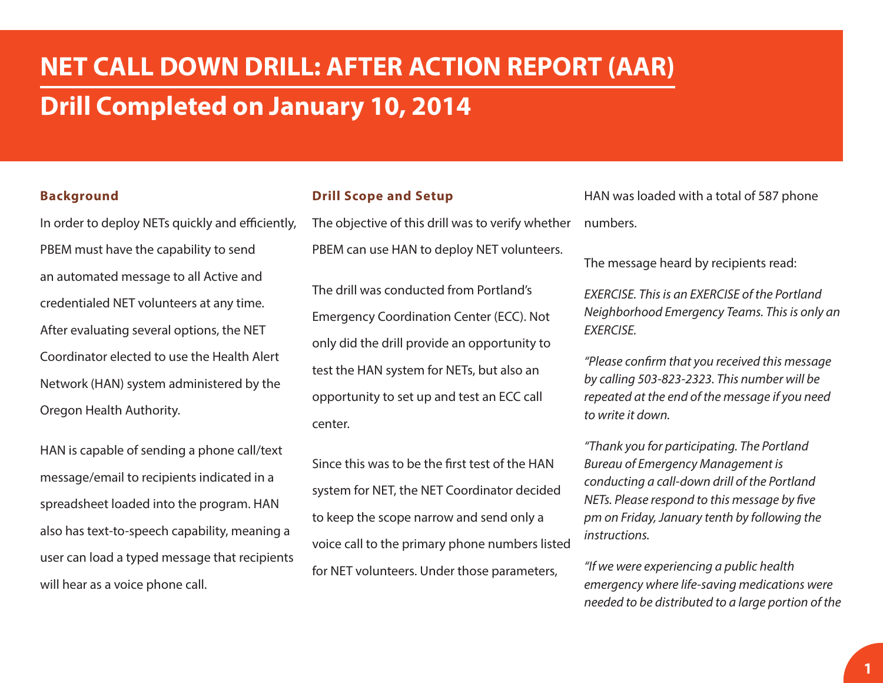# NET CALL DOWN DRILL: AFTER ACTION REPORT (AAR)

## Drill Completed on January 10, 2014

### Background

In order to deploy NETs quickly and efficiently, PBEM must have the capability to send an automated message to all Active and credentialed NET volunteers at any time. After evaluating several options, the NET Coordinator elected to use the Health Alert Network (HAN) system administered by the Oregon Health Authority.

HAN is capable of sending a phone call/text message/email to recipients indicated in a spreadsheet loaded into the program. HAN also has text-to-speech capability, meaning a user can load a typed message that recipients will hear as a voice phone call.

### Drill Scope and Setup

The objective of this drill was to verify whether PBEM can use HAN to deploy NET volunteers.

The drill was conducted from Portland's Emergency Coordination Center (ECC). Not only did the drill provide an opportunity to test the HAN system for NETs, but also an opportunity to set up and test an ECC call center.

Since this was to be the first test of the HAN system for NET, the NET Coordinator decided to keep the scope narrow and send only a voice call to the primary phone numbers listed for NET volunteers. Under those parameters, HAN was loaded with a total of 587 phone numbers.

The message heard by recipients read:

*EXERCISE. This is an EXERCISE of the Portland Neighborhood Emergency Teams. This is only an EXERCISE.*

*"Please confirm that you received this message by calling 503-823-2323. This number will be repeated at the end of the message if you need to write it down.*

*"Thank you for participating. The Portland Bureau of Emergency Management is conducting a call-down drill of the Portland NETs. Please respond to this message by five pm on Friday, January tenth by following the instructions.*

*"If we were experiencing a public health emergency where life-saving medications were needed to be distributed to a large portion of the*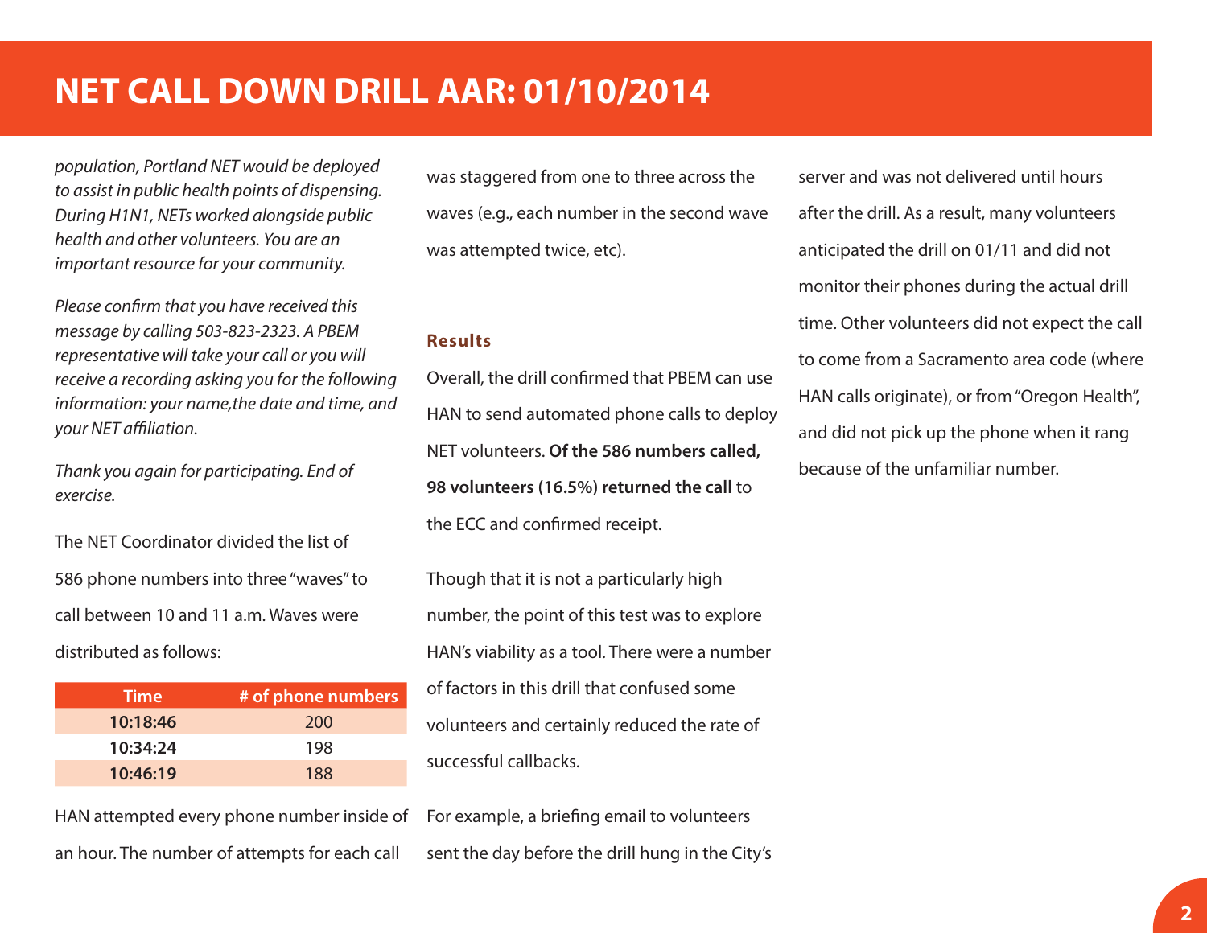*population, Portland NET would be deployed to assist in public health points of dispensing. During H1N1, NETs worked alongside public health and other volunteers. You are an important resource for your community.*

*Please confirm that you have received this message by calling 503-823-2323. A PBEM representative will take your call or you will receive a recording asking you for the following information: your name,the date and time, and your NET affiliation.*

*Thank you again for participating. End of exercise.*

The NET Coordinator divided the list of 586 phone numbers into three "waves" to call between 10 and 11 a.m. Waves were distributed as follows:

| Time | # of phone numbers |
|---|---|
| **10:18:46** | 200 |
| **10:34:24** | 198 |
| **10:46:19** | 188 |

HAN attempted every phone number inside of an hour. The number of attempts for each call was staggered from one to three across the waves (e.g., each number in the second wave was attempted twice, etc).

### Results

Overall, the drill confirmed that PBEM can use HAN to send automated phone calls to deploy NET volunteers. **Of the 586 numbers called, 98 volunteers (16.5%) returned the call** to the ECC and confirmed receipt.

Though that it is not a particularly high number, the point of this test was to explore HAN's viability as a tool. There were a number of factors in this drill that confused some volunteers and certainly reduced the rate of successful callbacks.

For example, a briefing email to volunteers sent the day before the drill hung in the City's server and was not delivered until hours after the drill. As a result, many volunteers anticipated the drill on 01/11 and did not monitor their phones during the actual drill time. Other volunteers did not expect the call to come from a Sacramento area code (where HAN calls originate), or from "Oregon Health", and did not pick up the phone when it rang because of the unfamiliar number.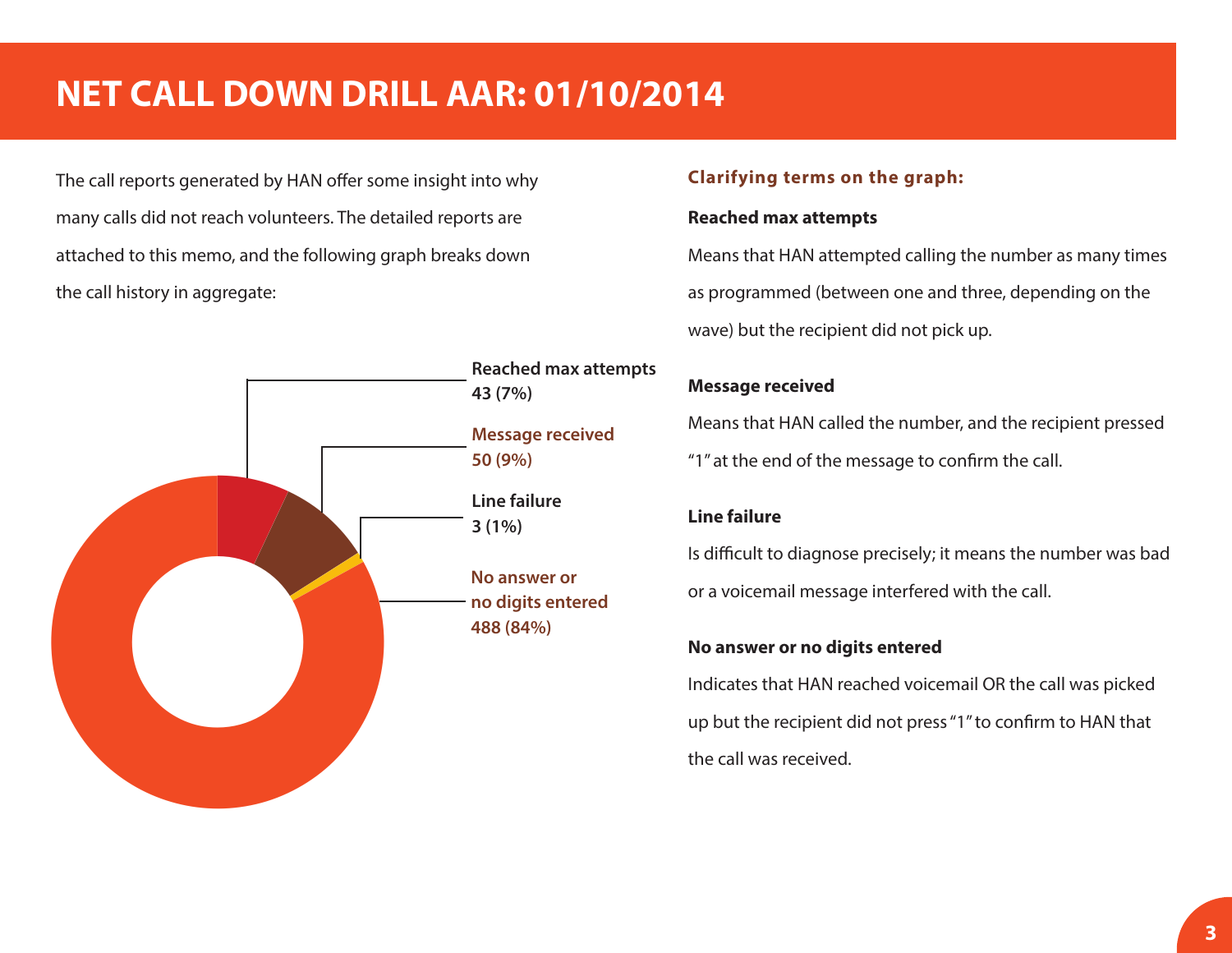# NET CALL DOWN DRILL AAR: 01/10/2014

The call reports generated by HAN offer some insight into why many calls did not reach volunteers. The detailed reports are attached to this memo, and the following graph breaks down the call history in aggregate:

**Reached max attempts**
**43 (7%)**

**Message received**
**50 (9%)**

**Line failure**
**3 (1%)**

**No answer or no digits entered**
**488 (84%)**

### Clarifying terms on the graph:

**Reached max attempts**

Means that HAN attempted calling the number as many times as programmed (between one and three, depending on the wave) but the recipient did not pick up.

**Message received**

Means that HAN called the number, and the recipient pressed "1" at the end of the message to confirm the call.

**Line failure**

Is difficult to diagnose precisely; it means the number was bad or a voicemail message interfered with the call.

**No answer or no digits entered**

Indicates that HAN reached voicemail OR the call was picked up but the recipient did not press "1" to confirm to HAN that the call was received.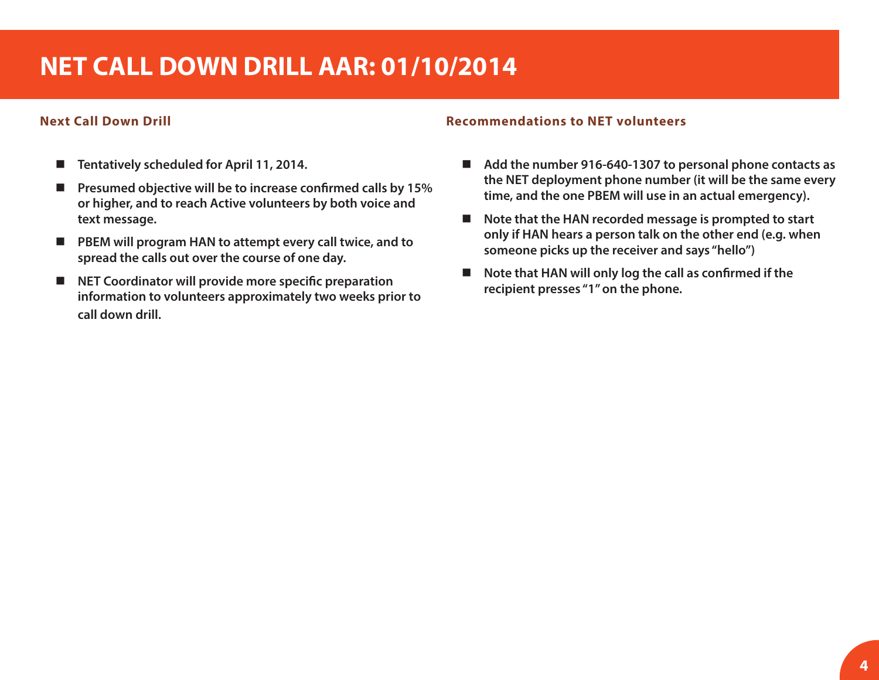# NET CALL DOWN DRILL AAR: 01/10/2014

### Next Call Down Drill

- **Tentatively scheduled for April 11, 2014.**
- **Presumed objective will be to increase confirmed calls by 15% or higher, and to reach Active volunteers by both voice and text message.**
- **PBEM will program HAN to attempt every call twice, and to spread the calls out over the course of one day.**
- **NET Coordinator will provide more specific preparation information to volunteers approximately two weeks prior to call down drill.**

### Recommendations to NET volunteers

- **Add the number 916-640-1307 to personal phone contacts as the NET deployment phone number (it will be the same every time, and the one PBEM will use in an actual emergency).**
- **Note that the HAN recorded message is prompted to start only if HAN hears a person talk on the other end (e.g. when someone picks up the receiver and says "hello")**
- **Note that HAN will only log the call as confirmed if the recipient presses "1" on the phone.**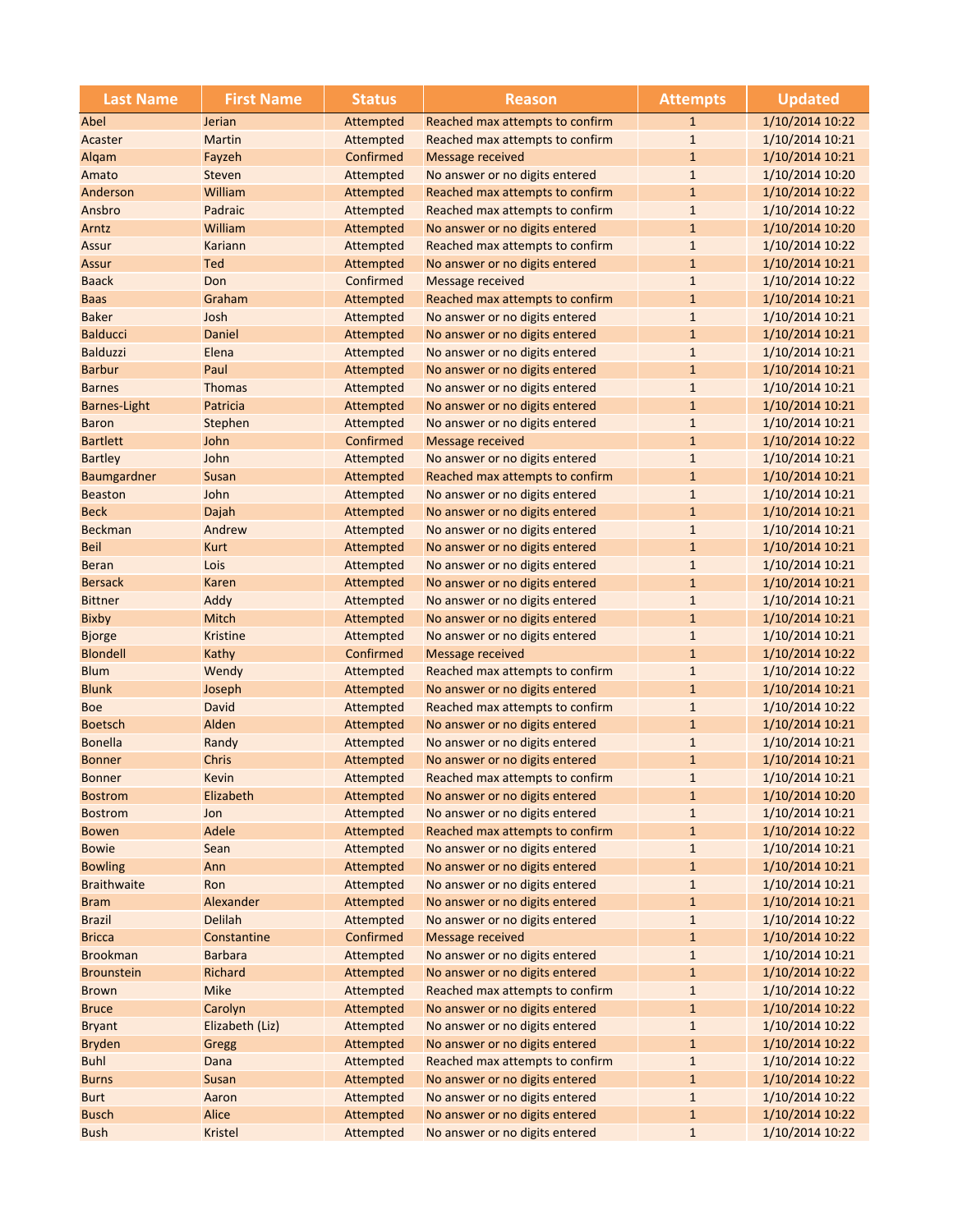| Last Name | First Name | Status | Reason | Attempts | Updated |
|---|---|---|---|---|---|
| Abel | Jerian | Attempted | Reached max attempts to confirm | 1 | 1/10/2014 10:22 |
| Acaster | Martin | Attempted | Reached max attempts to confirm | 1 | 1/10/2014 10:21 |
| Alqam | Fayzeh | Confirmed | Message received | 1 | 1/10/2014 10:21 |
| Amato | Steven | Attempted | No answer or no digits entered | 1 | 1/10/2014 10:20 |
| Anderson | William | Attempted | Reached max attempts to confirm | 1 | 1/10/2014 10:22 |
| Ansbro | Padraic | Attempted | Reached max attempts to confirm | 1 | 1/10/2014 10:22 |
| Arntz | William | Attempted | No answer or no digits entered | 1 | 1/10/2014 10:20 |
| Assur | Kariann | Attempted | Reached max attempts to confirm | 1 | 1/10/2014 10:22 |
| Assur | Ted | Attempted | No answer or no digits entered | 1 | 1/10/2014 10:21 |
| Baack | Don | Confirmed | Message received | 1 | 1/10/2014 10:22 |
| Baas | Graham | Attempted | Reached max attempts to confirm | 1 | 1/10/2014 10:21 |
| Baker | Josh | Attempted | No answer or no digits entered | 1 | 1/10/2014 10:21 |
| Balducci | Daniel | Attempted | No answer or no digits entered | 1 | 1/10/2014 10:21 |
| Balduzzi | Elena | Attempted | No answer or no digits entered | 1 | 1/10/2014 10:21 |
| Barbur | Paul | Attempted | No answer or no digits entered | 1 | 1/10/2014 10:21 |
| Barnes | Thomas | Attempted | No answer or no digits entered | 1 | 1/10/2014 10:21 |
| Barnes-Light | Patricia | Attempted | No answer or no digits entered | 1 | 1/10/2014 10:21 |
| Baron | Stephen | Attempted | No answer or no digits entered | 1 | 1/10/2014 10:21 |
| Bartlett | John | Confirmed | Message received | 1 | 1/10/2014 10:22 |
| Bartley | John | Attempted | No answer or no digits entered | 1 | 1/10/2014 10:21 |
| Baumgardner | Susan | Attempted | Reached max attempts to confirm | 1 | 1/10/2014 10:21 |
| Beaston | John | Attempted | No answer or no digits entered | 1 | 1/10/2014 10:21 |
| Beck | Dajah | Attempted | No answer or no digits entered | 1 | 1/10/2014 10:21 |
| Beckman | Andrew | Attempted | No answer or no digits entered | 1 | 1/10/2014 10:21 |
| Beil | Kurt | Attempted | No answer or no digits entered | 1 | 1/10/2014 10:21 |
| Beran | Lois | Attempted | No answer or no digits entered | 1 | 1/10/2014 10:21 |
| Bersack | Karen | Attempted | No answer or no digits entered | 1 | 1/10/2014 10:21 |
| Bittner | Addy | Attempted | No answer or no digits entered | 1 | 1/10/2014 10:21 |
| Bixby | Mitch | Attempted | No answer or no digits entered | 1 | 1/10/2014 10:21 |
| Bjorge | Kristine | Attempted | No answer or no digits entered | 1 | 1/10/2014 10:21 |
| Blondell | Kathy | Confirmed | Message received | 1 | 1/10/2014 10:22 |
| Blum | Wendy | Attempted | Reached max attempts to confirm | 1 | 1/10/2014 10:22 |
| Blunk | Joseph | Attempted | No answer or no digits entered | 1 | 1/10/2014 10:21 |
| Boe | David | Attempted | Reached max attempts to confirm | 1 | 1/10/2014 10:22 |
| Boetsch | Alden | Attempted | No answer or no digits entered | 1 | 1/10/2014 10:21 |
| Bonella | Randy | Attempted | No answer or no digits entered | 1 | 1/10/2014 10:21 |
| Bonner | Chris | Attempted | No answer or no digits entered | 1 | 1/10/2014 10:21 |
| Bonner | Kevin | Attempted | Reached max attempts to confirm | 1 | 1/10/2014 10:21 |
| Bostrom | Elizabeth | Attempted | No answer or no digits entered | 1 | 1/10/2014 10:20 |
| Bostrom | Jon | Attempted | No answer or no digits entered | 1 | 1/10/2014 10:21 |
| Bowen | Adele | Attempted | Reached max attempts to confirm | 1 | 1/10/2014 10:22 |
| Bowie | Sean | Attempted | No answer or no digits entered | 1 | 1/10/2014 10:21 |
| Bowling | Ann | Attempted | No answer or no digits entered | 1 | 1/10/2014 10:21 |
| Braithwaite | Ron | Attempted | No answer or no digits entered | 1 | 1/10/2014 10:21 |
| Bram | Alexander | Attempted | No answer or no digits entered | 1 | 1/10/2014 10:21 |
| Brazil | Delilah | Attempted | No answer or no digits entered | 1 | 1/10/2014 10:22 |
| Bricca | Constantine | Confirmed | Message received | 1 | 1/10/2014 10:22 |
| Brookman | Barbara | Attempted | No answer or no digits entered | 1 | 1/10/2014 10:21 |
| Brounstein | Richard | Attempted | No answer or no digits entered | 1 | 1/10/2014 10:22 |
| Brown | Mike | Attempted | Reached max attempts to confirm | 1 | 1/10/2014 10:22 |
| Bruce | Carolyn | Attempted | No answer or no digits entered | 1 | 1/10/2014 10:22 |
| Bryant | Elizabeth (Liz) | Attempted | No answer or no digits entered | 1 | 1/10/2014 10:22 |
| Bryden | Gregg | Attempted | No answer or no digits entered | 1 | 1/10/2014 10:22 |
| Buhl | Dana | Attempted | Reached max attempts to confirm | 1 | 1/10/2014 10:22 |
| Burns | Susan | Attempted | No answer or no digits entered | 1 | 1/10/2014 10:22 |
| Burt | Aaron | Attempted | No answer or no digits entered | 1 | 1/10/2014 10:22 |
| Busch | Alice | Attempted | No answer or no digits entered | 1 | 1/10/2014 10:22 |
| Bush | Kristel | Attempted | No answer or no digits entered | 1 | 1/10/2014 10:22 |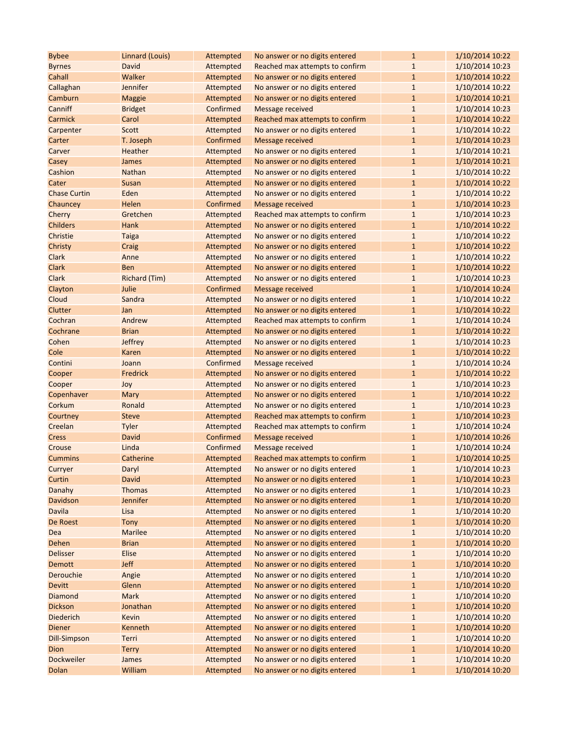| | | | | | |
|---|---|---|---|---|---|
| Bybee | Linnard (Louis) | Attempted | No answer or no digits entered | 1 | 1/10/2014 10:22 |
| Byrnes | David | Attempted | Reached max attempts to confirm | 1 | 1/10/2014 10:23 |
| Cahall | Walker | Attempted | No answer or no digits entered | 1 | 1/10/2014 10:22 |
| Callaghan | Jennifer | Attempted | No answer or no digits entered | 1 | 1/10/2014 10:22 |
| Camburn | Maggie | Attempted | No answer or no digits entered | 1 | 1/10/2014 10:21 |
| Canniff | Bridget | Confirmed | Message received | 1 | 1/10/2014 10:23 |
| Carmick | Carol | Attempted | Reached max attempts to confirm | 1 | 1/10/2014 10:22 |
| Carpenter | Scott | Attempted | No answer or no digits entered | 1 | 1/10/2014 10:22 |
| Carter | T. Joseph | Confirmed | Message received | 1 | 1/10/2014 10:23 |
| Carver | Heather | Attempted | No answer or no digits entered | 1 | 1/10/2014 10:21 |
| Casey | James | Attempted | No answer or no digits entered | 1 | 1/10/2014 10:21 |
| Cashion | Nathan | Attempted | No answer or no digits entered | 1 | 1/10/2014 10:22 |
| Cater | Susan | Attempted | No answer or no digits entered | 1 | 1/10/2014 10:22 |
| Chase Curtin | Eden | Attempted | No answer or no digits entered | 1 | 1/10/2014 10:22 |
| Chauncey | Helen | Confirmed | Message received | 1 | 1/10/2014 10:23 |
| Cherry | Gretchen | Attempted | Reached max attempts to confirm | 1 | 1/10/2014 10:23 |
| Childers | Hank | Attempted | No answer or no digits entered | 1 | 1/10/2014 10:22 |
| Christie | Taiga | Attempted | No answer or no digits entered | 1 | 1/10/2014 10:22 |
| Christy | Craig | Attempted | No answer or no digits entered | 1 | 1/10/2014 10:22 |
| Clark | Anne | Attempted | No answer or no digits entered | 1 | 1/10/2014 10:22 |
| Clark | Ben | Attempted | No answer or no digits entered | 1 | 1/10/2014 10:22 |
| Clark | Richard (Tim) | Attempted | No answer or no digits entered | 1 | 1/10/2014 10:23 |
| Clayton | Julie | Confirmed | Message received | 1 | 1/10/2014 10:24 |
| Cloud | Sandra | Attempted | No answer or no digits entered | 1 | 1/10/2014 10:22 |
| Clutter | Jan | Attempted | No answer or no digits entered | 1 | 1/10/2014 10:22 |
| Cochran | Andrew | Attempted | Reached max attempts to confirm | 1 | 1/10/2014 10:24 |
| Cochrane | Brian | Attempted | No answer or no digits entered | 1 | 1/10/2014 10:22 |
| Cohen | Jeffrey | Attempted | No answer or no digits entered | 1 | 1/10/2014 10:23 |
| Cole | Karen | Attempted | No answer or no digits entered | 1 | 1/10/2014 10:22 |
| Contini | Joann | Confirmed | Message received | 1 | 1/10/2014 10:24 |
| Cooper | Fredrick | Attempted | No answer or no digits entered | 1 | 1/10/2014 10:22 |
| Cooper | Joy | Attempted | No answer or no digits entered | 1 | 1/10/2014 10:23 |
| Copenhaver | Mary | Attempted | No answer or no digits entered | 1 | 1/10/2014 10:22 |
| Corkum | Ronald | Attempted | No answer or no digits entered | 1 | 1/10/2014 10:23 |
| Courtney | Steve | Attempted | Reached max attempts to confirm | 1 | 1/10/2014 10:23 |
| Creelan | Tyler | Attempted | Reached max attempts to confirm | 1 | 1/10/2014 10:24 |
| Cress | David | Confirmed | Message received | 1 | 1/10/2014 10:26 |
| Crouse | Linda | Confirmed | Message received | 1 | 1/10/2014 10:24 |
| Cummins | Catherine | Attempted | Reached max attempts to confirm | 1 | 1/10/2014 10:25 |
| Curryer | Daryl | Attempted | No answer or no digits entered | 1 | 1/10/2014 10:23 |
| Curtin | David | Attempted | No answer or no digits entered | 1 | 1/10/2014 10:23 |
| Danahy | Thomas | Attempted | No answer or no digits entered | 1 | 1/10/2014 10:23 |
| Davidson | Jennifer | Attempted | No answer or no digits entered | 1 | 1/10/2014 10:20 |
| Davila | Lisa | Attempted | No answer or no digits entered | 1 | 1/10/2014 10:20 |
| De Roest | Tony | Attempted | No answer or no digits entered | 1 | 1/10/2014 10:20 |
| Dea | Marilee | Attempted | No answer or no digits entered | 1 | 1/10/2014 10:20 |
| Dehen | Brian | Attempted | No answer or no digits entered | 1 | 1/10/2014 10:20 |
| Delisser | Elise | Attempted | No answer or no digits entered | 1 | 1/10/2014 10:20 |
| Demott | Jeff | Attempted | No answer or no digits entered | 1 | 1/10/2014 10:20 |
| Derouchie | Angie | Attempted | No answer or no digits entered | 1 | 1/10/2014 10:20 |
| Devitt | Glenn | Attempted | No answer or no digits entered | 1 | 1/10/2014 10:20 |
| Diamond | Mark | Attempted | No answer or no digits entered | 1 | 1/10/2014 10:20 |
| Dickson | Jonathan | Attempted | No answer or no digits entered | 1 | 1/10/2014 10:20 |
| Diederich | Kevin | Attempted | No answer or no digits entered | 1 | 1/10/2014 10:20 |
| Diener | Kenneth | Attempted | No answer or no digits entered | 1 | 1/10/2014 10:20 |
| Dill-Simpson | Terri | Attempted | No answer or no digits entered | 1 | 1/10/2014 10:20 |
| Dion | Terry | Attempted | No answer or no digits entered | 1 | 1/10/2014 10:20 |
| Dockweiler | James | Attempted | No answer or no digits entered | 1 | 1/10/2014 10:20 |
| Dolan | William | Attempted | No answer or no digits entered | 1 | 1/10/2014 10:20 |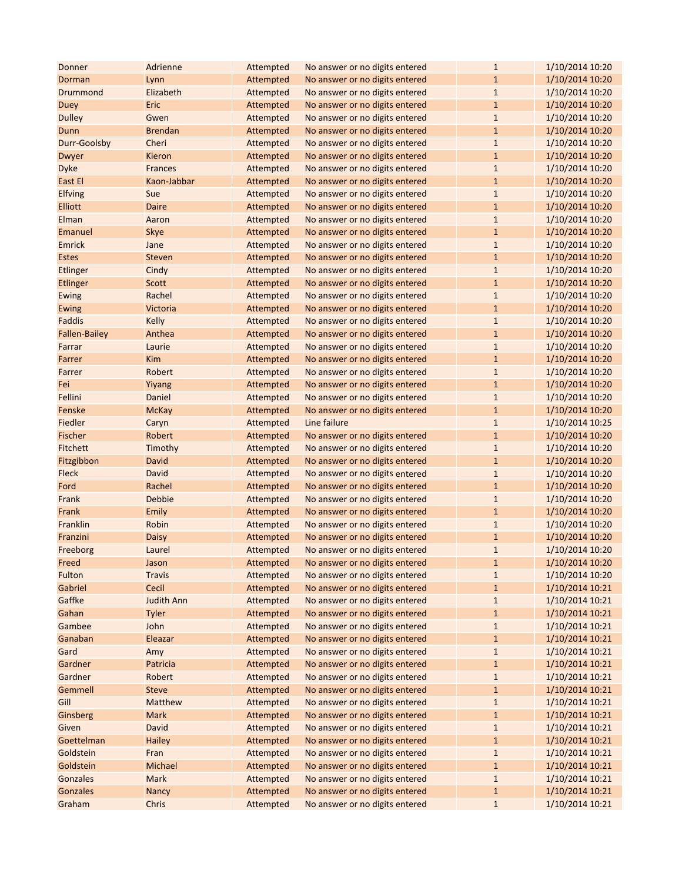| | | | | | |
|---|---|---|---|---|---|
| Donner | Adrienne | Attempted | No answer or no digits entered | 1 | 1/10/2014 10:20 |
| Dorman | Lynn | Attempted | No answer or no digits entered | 1 | 1/10/2014 10:20 |
| Drummond | Elizabeth | Attempted | No answer or no digits entered | 1 | 1/10/2014 10:20 |
| Duey | Eric | Attempted | No answer or no digits entered | 1 | 1/10/2014 10:20 |
| Dulley | Gwen | Attempted | No answer or no digits entered | 1 | 1/10/2014 10:20 |
| Dunn | Brendan | Attempted | No answer or no digits entered | 1 | 1/10/2014 10:20 |
| Durr-Goolsby | Cheri | Attempted | No answer or no digits entered | 1 | 1/10/2014 10:20 |
| Dwyer | Kieron | Attempted | No answer or no digits entered | 1 | 1/10/2014 10:20 |
| Dyke | Frances | Attempted | No answer or no digits entered | 1 | 1/10/2014 10:20 |
| East El | Kaon-Jabbar | Attempted | No answer or no digits entered | 1 | 1/10/2014 10:20 |
| Elfving | Sue | Attempted | No answer or no digits entered | 1 | 1/10/2014 10:20 |
| Elliott | Daire | Attempted | No answer or no digits entered | 1 | 1/10/2014 10:20 |
| Elman | Aaron | Attempted | No answer or no digits entered | 1 | 1/10/2014 10:20 |
| Emanuel | Skye | Attempted | No answer or no digits entered | 1 | 1/10/2014 10:20 |
| Emrick | Jane | Attempted | No answer or no digits entered | 1 | 1/10/2014 10:20 |
| Estes | Steven | Attempted | No answer or no digits entered | 1 | 1/10/2014 10:20 |
| Etlinger | Cindy | Attempted | No answer or no digits entered | 1 | 1/10/2014 10:20 |
| Etlinger | Scott | Attempted | No answer or no digits entered | 1 | 1/10/2014 10:20 |
| Ewing | Rachel | Attempted | No answer or no digits entered | 1 | 1/10/2014 10:20 |
| Ewing | Victoria | Attempted | No answer or no digits entered | 1 | 1/10/2014 10:20 |
| Faddis | Kelly | Attempted | No answer or no digits entered | 1 | 1/10/2014 10:20 |
| Fallen-Bailey | Anthea | Attempted | No answer or no digits entered | 1 | 1/10/2014 10:20 |
| Farrar | Laurie | Attempted | No answer or no digits entered | 1 | 1/10/2014 10:20 |
| Farrer | Kim | Attempted | No answer or no digits entered | 1 | 1/10/2014 10:20 |
| Farrer | Robert | Attempted | No answer or no digits entered | 1 | 1/10/2014 10:20 |
| Fei | Yiyang | Attempted | No answer or no digits entered | 1 | 1/10/2014 10:20 |
| Fellini | Daniel | Attempted | No answer or no digits entered | 1 | 1/10/2014 10:20 |
| Fenske | McKay | Attempted | No answer or no digits entered | 1 | 1/10/2014 10:20 |
| Fiedler | Caryn | Attempted | Line failure | 1 | 1/10/2014 10:25 |
| Fischer | Robert | Attempted | No answer or no digits entered | 1 | 1/10/2014 10:20 |
| Fitchett | Timothy | Attempted | No answer or no digits entered | 1 | 1/10/2014 10:20 |
| Fitzgibbon | David | Attempted | No answer or no digits entered | 1 | 1/10/2014 10:20 |
| Fleck | David | Attempted | No answer or no digits entered | 1 | 1/10/2014 10:20 |
| Ford | Rachel | Attempted | No answer or no digits entered | 1 | 1/10/2014 10:20 |
| Frank | Debbie | Attempted | No answer or no digits entered | 1 | 1/10/2014 10:20 |
| Frank | Emily | Attempted | No answer or no digits entered | 1 | 1/10/2014 10:20 |
| Franklin | Robin | Attempted | No answer or no digits entered | 1 | 1/10/2014 10:20 |
| Franzini | Daisy | Attempted | No answer or no digits entered | 1 | 1/10/2014 10:20 |
| Freeborg | Laurel | Attempted | No answer or no digits entered | 1 | 1/10/2014 10:20 |
| Freed | Jason | Attempted | No answer or no digits entered | 1 | 1/10/2014 10:20 |
| Fulton | Travis | Attempted | No answer or no digits entered | 1 | 1/10/2014 10:20 |
| Gabriel | Cecil | Attempted | No answer or no digits entered | 1 | 1/10/2014 10:21 |
| Gaffke | Judith Ann | Attempted | No answer or no digits entered | 1 | 1/10/2014 10:21 |
| Gahan | Tyler | Attempted | No answer or no digits entered | 1 | 1/10/2014 10:21 |
| Gambee | John | Attempted | No answer or no digits entered | 1 | 1/10/2014 10:21 |
| Ganaban | Eleazar | Attempted | No answer or no digits entered | 1 | 1/10/2014 10:21 |
| Gard | Amy | Attempted | No answer or no digits entered | 1 | 1/10/2014 10:21 |
| Gardner | Patricia | Attempted | No answer or no digits entered | 1 | 1/10/2014 10:21 |
| Gardner | Robert | Attempted | No answer or no digits entered | 1 | 1/10/2014 10:21 |
| Gemmell | Steve | Attempted | No answer or no digits entered | 1 | 1/10/2014 10:21 |
| Gill | Matthew | Attempted | No answer or no digits entered | 1 | 1/10/2014 10:21 |
| Ginsberg | Mark | Attempted | No answer or no digits entered | 1 | 1/10/2014 10:21 |
| Given | David | Attempted | No answer or no digits entered | 1 | 1/10/2014 10:21 |
| Goettelman | Hailey | Attempted | No answer or no digits entered | 1 | 1/10/2014 10:21 |
| Goldstein | Fran | Attempted | No answer or no digits entered | 1 | 1/10/2014 10:21 |
| Goldstein | Michael | Attempted | No answer or no digits entered | 1 | 1/10/2014 10:21 |
| Gonzales | Mark | Attempted | No answer or no digits entered | 1 | 1/10/2014 10:21 |
| Gonzales | Nancy | Attempted | No answer or no digits entered | 1 | 1/10/2014 10:21 |
| Graham | Chris | Attempted | No answer or no digits entered | 1 | 1/10/2014 10:21 |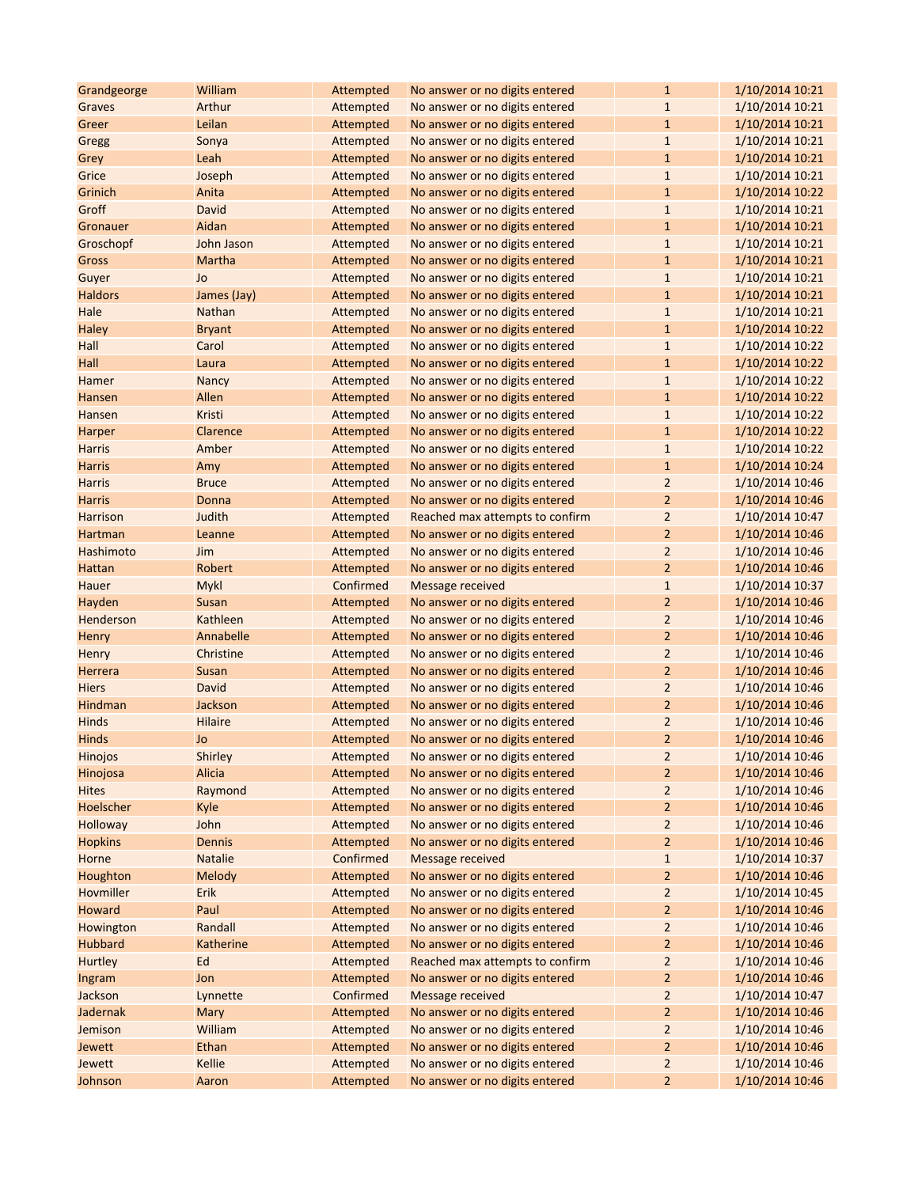| | | | | | |
|---|---|---|---|---|---|
| Grandgeorge | William | Attempted | No answer or no digits entered | 1 | 1/10/2014 10:21 |
| Graves | Arthur | Attempted | No answer or no digits entered | 1 | 1/10/2014 10:21 |
| Greer | Leilan | Attempted | No answer or no digits entered | 1 | 1/10/2014 10:21 |
| Gregg | Sonya | Attempted | No answer or no digits entered | 1 | 1/10/2014 10:21 |
| Grey | Leah | Attempted | No answer or no digits entered | 1 | 1/10/2014 10:21 |
| Grice | Joseph | Attempted | No answer or no digits entered | 1 | 1/10/2014 10:21 |
| Grinich | Anita | Attempted | No answer or no digits entered | 1 | 1/10/2014 10:22 |
| Groff | David | Attempted | No answer or no digits entered | 1 | 1/10/2014 10:21 |
| Gronauer | Aidan | Attempted | No answer or no digits entered | 1 | 1/10/2014 10:21 |
| Groschopf | John Jason | Attempted | No answer or no digits entered | 1 | 1/10/2014 10:21 |
| Gross | Martha | Attempted | No answer or no digits entered | 1 | 1/10/2014 10:21 |
| Guyer | Jo | Attempted | No answer or no digits entered | 1 | 1/10/2014 10:21 |
| Haldors | James (Jay) | Attempted | No answer or no digits entered | 1 | 1/10/2014 10:21 |
| Hale | Nathan | Attempted | No answer or no digits entered | 1 | 1/10/2014 10:21 |
| Haley | Bryant | Attempted | No answer or no digits entered | 1 | 1/10/2014 10:22 |
| Hall | Carol | Attempted | No answer or no digits entered | 1 | 1/10/2014 10:22 |
| Hall | Laura | Attempted | No answer or no digits entered | 1 | 1/10/2014 10:22 |
| Hamer | Nancy | Attempted | No answer or no digits entered | 1 | 1/10/2014 10:22 |
| Hansen | Allen | Attempted | No answer or no digits entered | 1 | 1/10/2014 10:22 |
| Hansen | Kristi | Attempted | No answer or no digits entered | 1 | 1/10/2014 10:22 |
| Harper | Clarence | Attempted | No answer or no digits entered | 1 | 1/10/2014 10:22 |
| Harris | Amber | Attempted | No answer or no digits entered | 1 | 1/10/2014 10:22 |
| Harris | Amy | Attempted | No answer or no digits entered | 1 | 1/10/2014 10:24 |
| Harris | Bruce | Attempted | No answer or no digits entered | 2 | 1/10/2014 10:46 |
| Harris | Donna | Attempted | No answer or no digits entered | 2 | 1/10/2014 10:46 |
| Harrison | Judith | Attempted | Reached max attempts to confirm | 2 | 1/10/2014 10:47 |
| Hartman | Leanne | Attempted | No answer or no digits entered | 2 | 1/10/2014 10:46 |
| Hashimoto | Jim | Attempted | No answer or no digits entered | 2 | 1/10/2014 10:46 |
| Hattan | Robert | Attempted | No answer or no digits entered | 2 | 1/10/2014 10:46 |
| Hauer | Mykl | Confirmed | Message received | 1 | 1/10/2014 10:37 |
| Hayden | Susan | Attempted | No answer or no digits entered | 2 | 1/10/2014 10:46 |
| Henderson | Kathleen | Attempted | No answer or no digits entered | 2 | 1/10/2014 10:46 |
| Henry | Annabelle | Attempted | No answer or no digits entered | 2 | 1/10/2014 10:46 |
| Henry | Christine | Attempted | No answer or no digits entered | 2 | 1/10/2014 10:46 |
| Herrera | Susan | Attempted | No answer or no digits entered | 2 | 1/10/2014 10:46 |
| Hiers | David | Attempted | No answer or no digits entered | 2 | 1/10/2014 10:46 |
| Hindman | Jackson | Attempted | No answer or no digits entered | 2 | 1/10/2014 10:46 |
| Hinds | Hilaire | Attempted | No answer or no digits entered | 2 | 1/10/2014 10:46 |
| Hinds | Jo | Attempted | No answer or no digits entered | 2 | 1/10/2014 10:46 |
| Hinojos | Shirley | Attempted | No answer or no digits entered | 2 | 1/10/2014 10:46 |
| Hinojosa | Alicia | Attempted | No answer or no digits entered | 2 | 1/10/2014 10:46 |
| Hites | Raymond | Attempted | No answer or no digits entered | 2 | 1/10/2014 10:46 |
| Hoelscher | Kyle | Attempted | No answer or no digits entered | 2 | 1/10/2014 10:46 |
| Holloway | John | Attempted | No answer or no digits entered | 2 | 1/10/2014 10:46 |
| Hopkins | Dennis | Attempted | No answer or no digits entered | 2 | 1/10/2014 10:46 |
| Horne | Natalie | Confirmed | Message received | 1 | 1/10/2014 10:37 |
| Houghton | Melody | Attempted | No answer or no digits entered | 2 | 1/10/2014 10:46 |
| Hovmiller | Erik | Attempted | No answer or no digits entered | 2 | 1/10/2014 10:45 |
| Howard | Paul | Attempted | No answer or no digits entered | 2 | 1/10/2014 10:46 |
| Howington | Randall | Attempted | No answer or no digits entered | 2 | 1/10/2014 10:46 |
| Hubbard | Katherine | Attempted | No answer or no digits entered | 2 | 1/10/2014 10:46 |
| Hurtley | Ed | Attempted | Reached max attempts to confirm | 2 | 1/10/2014 10:46 |
| Ingram | Jon | Attempted | No answer or no digits entered | 2 | 1/10/2014 10:46 |
| Jackson | Lynnette | Confirmed | Message received | 2 | 1/10/2014 10:47 |
| Jadernak | Mary | Attempted | No answer or no digits entered | 2 | 1/10/2014 10:46 |
| Jemison | William | Attempted | No answer or no digits entered | 2 | 1/10/2014 10:46 |
| Jewett | Ethan | Attempted | No answer or no digits entered | 2 | 1/10/2014 10:46 |
| Jewett | Kellie | Attempted | No answer or no digits entered | 2 | 1/10/2014 10:46 |
| Johnson | Aaron | Attempted | No answer or no digits entered | 2 | 1/10/2014 10:46 |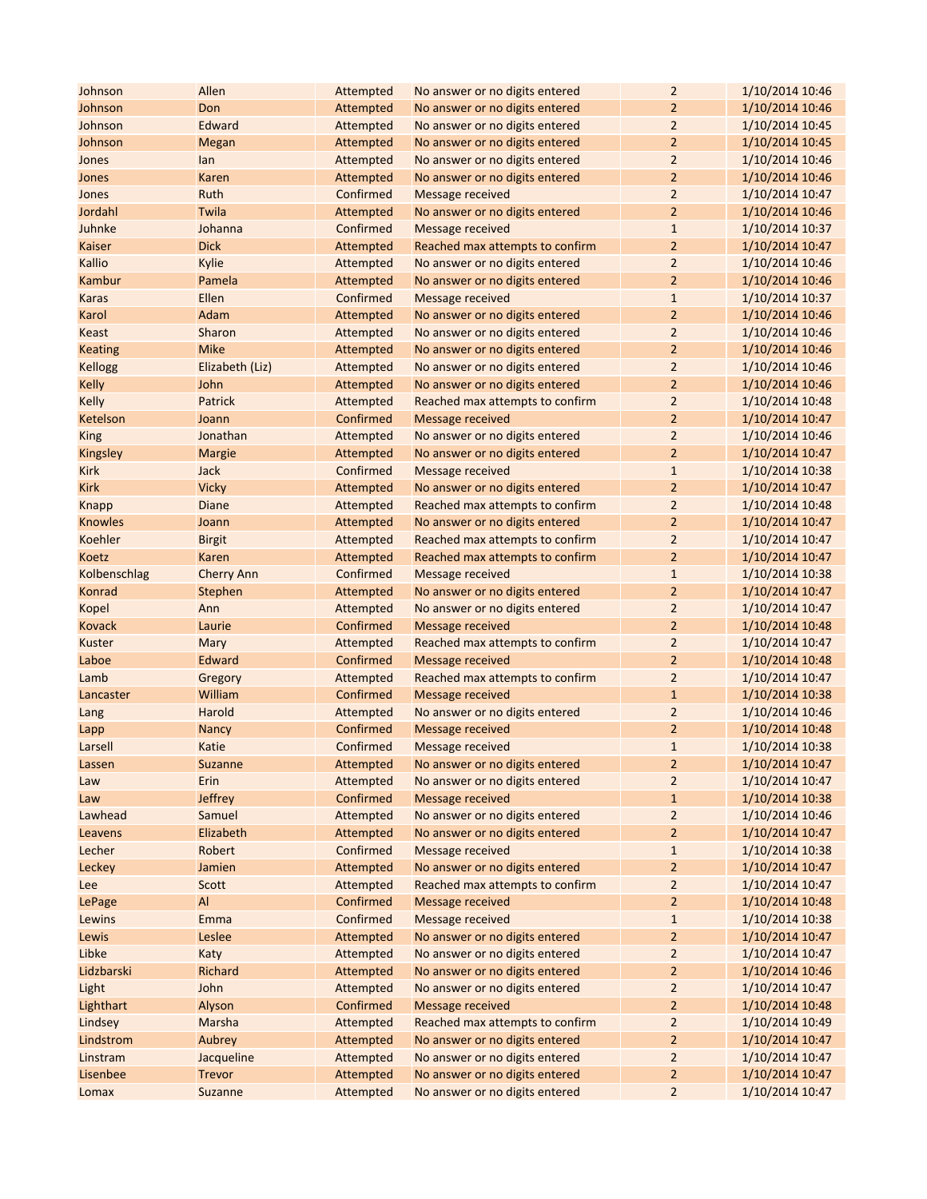| | | | | | |
|---|---|---|---|---|---|
| Johnson | Allen | Attempted | No answer or no digits entered | 2 | 1/10/2014 10:46 |
| Johnson | Don | Attempted | No answer or no digits entered | 2 | 1/10/2014 10:46 |
| Johnson | Edward | Attempted | No answer or no digits entered | 2 | 1/10/2014 10:45 |
| Johnson | Megan | Attempted | No answer or no digits entered | 2 | 1/10/2014 10:45 |
| Jones | Ian | Attempted | No answer or no digits entered | 2 | 1/10/2014 10:46 |
| Jones | Karen | Attempted | No answer or no digits entered | 2 | 1/10/2014 10:46 |
| Jones | Ruth | Confirmed | Message received | 2 | 1/10/2014 10:47 |
| Jordahl | Twila | Attempted | No answer or no digits entered | 2 | 1/10/2014 10:46 |
| Juhnke | Johanna | Confirmed | Message received | 1 | 1/10/2014 10:37 |
| Kaiser | Dick | Attempted | Reached max attempts to confirm | 2 | 1/10/2014 10:47 |
| Kallio | Kylie | Attempted | No answer or no digits entered | 2 | 1/10/2014 10:46 |
| Kambur | Pamela | Attempted | No answer or no digits entered | 2 | 1/10/2014 10:46 |
| Karas | Ellen | Confirmed | Message received | 1 | 1/10/2014 10:37 |
| Karol | Adam | Attempted | No answer or no digits entered | 2 | 1/10/2014 10:46 |
| Keast | Sharon | Attempted | No answer or no digits entered | 2 | 1/10/2014 10:46 |
| Keating | Mike | Attempted | No answer or no digits entered | 2 | 1/10/2014 10:46 |
| Kellogg | Elizabeth (Liz) | Attempted | No answer or no digits entered | 2 | 1/10/2014 10:46 |
| Kelly | John | Attempted | No answer or no digits entered | 2 | 1/10/2014 10:46 |
| Kelly | Patrick | Attempted | Reached max attempts to confirm | 2 | 1/10/2014 10:48 |
| Ketelson | Joann | Confirmed | Message received | 2 | 1/10/2014 10:47 |
| King | Jonathan | Attempted | No answer or no digits entered | 2 | 1/10/2014 10:46 |
| Kingsley | Margie | Attempted | No answer or no digits entered | 2 | 1/10/2014 10:47 |
| Kirk | Jack | Confirmed | Message received | 1 | 1/10/2014 10:38 |
| Kirk | Vicky | Attempted | No answer or no digits entered | 2 | 1/10/2014 10:47 |
| Knapp | Diane | Attempted | Reached max attempts to confirm | 2 | 1/10/2014 10:48 |
| Knowles | Joann | Attempted | No answer or no digits entered | 2 | 1/10/2014 10:47 |
| Koehler | Birgit | Attempted | Reached max attempts to confirm | 2 | 1/10/2014 10:47 |
| Koetz | Karen | Attempted | Reached max attempts to confirm | 2 | 1/10/2014 10:47 |
| Kolbenschlag | Cherry Ann | Confirmed | Message received | 1 | 1/10/2014 10:38 |
| Konrad | Stephen | Attempted | No answer or no digits entered | 2 | 1/10/2014 10:47 |
| Kopel | Ann | Attempted | No answer or no digits entered | 2 | 1/10/2014 10:47 |
| Kovack | Laurie | Confirmed | Message received | 2 | 1/10/2014 10:48 |
| Kuster | Mary | Attempted | Reached max attempts to confirm | 2 | 1/10/2014 10:47 |
| Laboe | Edward | Confirmed | Message received | 2 | 1/10/2014 10:48 |
| Lamb | Gregory | Attempted | Reached max attempts to confirm | 2 | 1/10/2014 10:47 |
| Lancaster | William | Confirmed | Message received | 1 | 1/10/2014 10:38 |
| Lang | Harold | Attempted | No answer or no digits entered | 2 | 1/10/2014 10:46 |
| Lapp | Nancy | Confirmed | Message received | 2 | 1/10/2014 10:48 |
| Larsell | Katie | Confirmed | Message received | 1 | 1/10/2014 10:38 |
| Lassen | Suzanne | Attempted | No answer or no digits entered | 2 | 1/10/2014 10:47 |
| Law | Erin | Attempted | No answer or no digits entered | 2 | 1/10/2014 10:47 |
| Law | Jeffrey | Confirmed | Message received | 1 | 1/10/2014 10:38 |
| Lawhead | Samuel | Attempted | No answer or no digits entered | 2 | 1/10/2014 10:46 |
| Leavens | Elizabeth | Attempted | No answer or no digits entered | 2 | 1/10/2014 10:47 |
| Lecher | Robert | Confirmed | Message received | 1 | 1/10/2014 10:38 |
| Leckey | Jamien | Attempted | No answer or no digits entered | 2 | 1/10/2014 10:47 |
| Lee | Scott | Attempted | Reached max attempts to confirm | 2 | 1/10/2014 10:47 |
| LePage | Al | Confirmed | Message received | 2 | 1/10/2014 10:48 |
| Lewins | Emma | Confirmed | Message received | 1 | 1/10/2014 10:38 |
| Lewis | Leslee | Attempted | No answer or no digits entered | 2 | 1/10/2014 10:47 |
| Libke | Katy | Attempted | No answer or no digits entered | 2 | 1/10/2014 10:47 |
| Lidzbarski | Richard | Attempted | No answer or no digits entered | 2 | 1/10/2014 10:46 |
| Light | John | Attempted | No answer or no digits entered | 2 | 1/10/2014 10:47 |
| Lighthart | Alyson | Confirmed | Message received | 2 | 1/10/2014 10:48 |
| Lindsey | Marsha | Attempted | Reached max attempts to confirm | 2 | 1/10/2014 10:49 |
| Lindstrom | Aubrey | Attempted | No answer or no digits entered | 2 | 1/10/2014 10:47 |
| Linstram | Jacqueline | Attempted | No answer or no digits entered | 2 | 1/10/2014 10:47 |
| Lisenbee | Trevor | Attempted | No answer or no digits entered | 2 | 1/10/2014 10:47 |
| Lomax | Suzanne | Attempted | No answer or no digits entered | 2 | 1/10/2014 10:47 |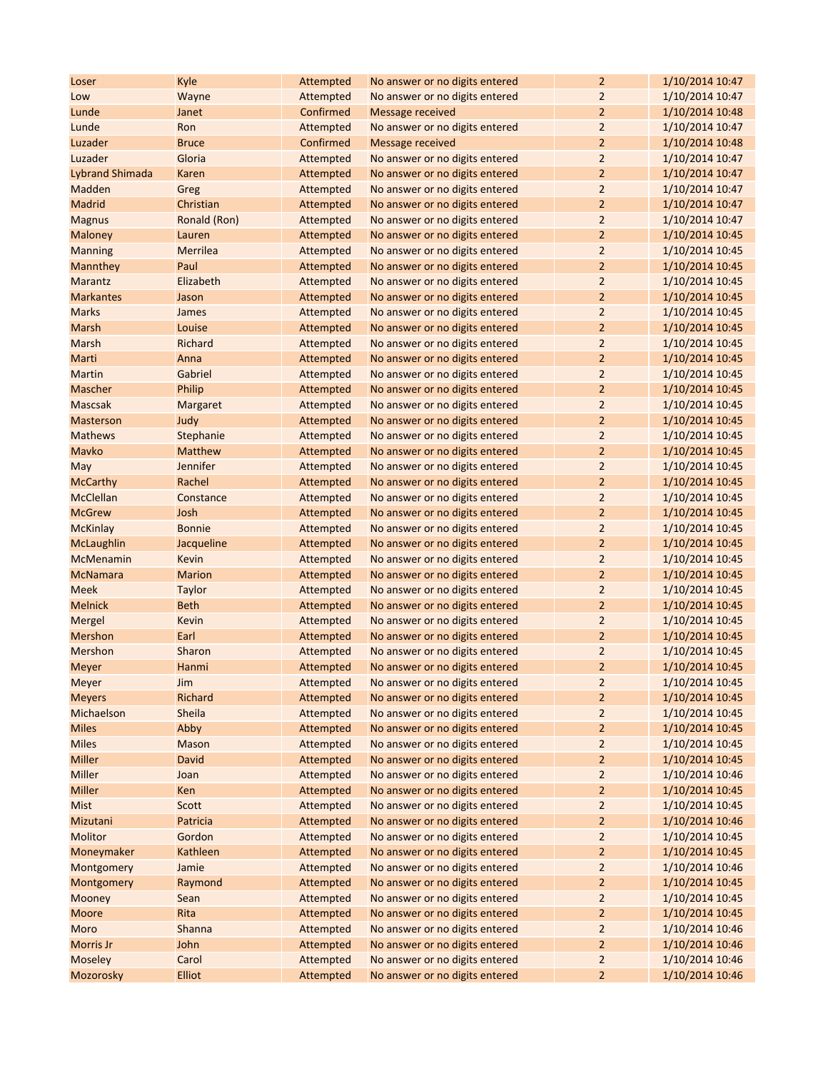| | | | | | |
|---|---|---|---|---|---|
| Loser | Kyle | Attempted | No answer or no digits entered | 2 | 1/10/2014 10:47 |
| Low | Wayne | Attempted | No answer or no digits entered | 2 | 1/10/2014 10:47 |
| Lunde | Janet | Confirmed | Message received | 2 | 1/10/2014 10:48 |
| Lunde | Ron | Attempted | No answer or no digits entered | 2 | 1/10/2014 10:47 |
| Luzader | Bruce | Confirmed | Message received | 2 | 1/10/2014 10:48 |
| Luzader | Gloria | Attempted | No answer or no digits entered | 2 | 1/10/2014 10:47 |
| Lybrand Shimada | Karen | Attempted | No answer or no digits entered | 2 | 1/10/2014 10:47 |
| Madden | Greg | Attempted | No answer or no digits entered | 2 | 1/10/2014 10:47 |
| Madrid | Christian | Attempted | No answer or no digits entered | 2 | 1/10/2014 10:47 |
| Magnus | Ronald (Ron) | Attempted | No answer or no digits entered | 2 | 1/10/2014 10:47 |
| Maloney | Lauren | Attempted | No answer or no digits entered | 2 | 1/10/2014 10:45 |
| Manning | Merrilea | Attempted | No answer or no digits entered | 2 | 1/10/2014 10:45 |
| Mannthey | Paul | Attempted | No answer or no digits entered | 2 | 1/10/2014 10:45 |
| Marantz | Elizabeth | Attempted | No answer or no digits entered | 2 | 1/10/2014 10:45 |
| Markantes | Jason | Attempted | No answer or no digits entered | 2 | 1/10/2014 10:45 |
| Marks | James | Attempted | No answer or no digits entered | 2 | 1/10/2014 10:45 |
| Marsh | Louise | Attempted | No answer or no digits entered | 2 | 1/10/2014 10:45 |
| Marsh | Richard | Attempted | No answer or no digits entered | 2 | 1/10/2014 10:45 |
| Marti | Anna | Attempted | No answer or no digits entered | 2 | 1/10/2014 10:45 |
| Martin | Gabriel | Attempted | No answer or no digits entered | 2 | 1/10/2014 10:45 |
| Mascher | Philip | Attempted | No answer or no digits entered | 2 | 1/10/2014 10:45 |
| Mascsak | Margaret | Attempted | No answer or no digits entered | 2 | 1/10/2014 10:45 |
| Masterson | Judy | Attempted | No answer or no digits entered | 2 | 1/10/2014 10:45 |
| Mathews | Stephanie | Attempted | No answer or no digits entered | 2 | 1/10/2014 10:45 |
| Mavko | Matthew | Attempted | No answer or no digits entered | 2 | 1/10/2014 10:45 |
| May | Jennifer | Attempted | No answer or no digits entered | 2 | 1/10/2014 10:45 |
| McCarthy | Rachel | Attempted | No answer or no digits entered | 2 | 1/10/2014 10:45 |
| McClellan | Constance | Attempted | No answer or no digits entered | 2 | 1/10/2014 10:45 |
| McGrew | Josh | Attempted | No answer or no digits entered | 2 | 1/10/2014 10:45 |
| McKinlay | Bonnie | Attempted | No answer or no digits entered | 2 | 1/10/2014 10:45 |
| McLaughlin | Jacqueline | Attempted | No answer or no digits entered | 2 | 1/10/2014 10:45 |
| McMenamin | Kevin | Attempted | No answer or no digits entered | 2 | 1/10/2014 10:45 |
| McNamara | Marion | Attempted | No answer or no digits entered | 2 | 1/10/2014 10:45 |
| Meek | Taylor | Attempted | No answer or no digits entered | 2 | 1/10/2014 10:45 |
| Melnick | Beth | Attempted | No answer or no digits entered | 2 | 1/10/2014 10:45 |
| Mergel | Kevin | Attempted | No answer or no digits entered | 2 | 1/10/2014 10:45 |
| Mershon | Earl | Attempted | No answer or no digits entered | 2 | 1/10/2014 10:45 |
| Mershon | Sharon | Attempted | No answer or no digits entered | 2 | 1/10/2014 10:45 |
| Meyer | Hanmi | Attempted | No answer or no digits entered | 2 | 1/10/2014 10:45 |
| Meyer | Jim | Attempted | No answer or no digits entered | 2 | 1/10/2014 10:45 |
| Meyers | Richard | Attempted | No answer or no digits entered | 2 | 1/10/2014 10:45 |
| Michaelson | Sheila | Attempted | No answer or no digits entered | 2 | 1/10/2014 10:45 |
| Miles | Abby | Attempted | No answer or no digits entered | 2 | 1/10/2014 10:45 |
| Miles | Mason | Attempted | No answer or no digits entered | 2 | 1/10/2014 10:45 |
| Miller | David | Attempted | No answer or no digits entered | 2 | 1/10/2014 10:45 |
| Miller | Joan | Attempted | No answer or no digits entered | 2 | 1/10/2014 10:46 |
| Miller | Ken | Attempted | No answer or no digits entered | 2 | 1/10/2014 10:45 |
| Mist | Scott | Attempted | No answer or no digits entered | 2 | 1/10/2014 10:45 |
| Mizutani | Patricia | Attempted | No answer or no digits entered | 2 | 1/10/2014 10:46 |
| Molitor | Gordon | Attempted | No answer or no digits entered | 2 | 1/10/2014 10:45 |
| Moneymaker | Kathleen | Attempted | No answer or no digits entered | 2 | 1/10/2014 10:45 |
| Montgomery | Jamie | Attempted | No answer or no digits entered | 2 | 1/10/2014 10:46 |
| Montgomery | Raymond | Attempted | No answer or no digits entered | 2 | 1/10/2014 10:45 |
| Mooney | Sean | Attempted | No answer or no digits entered | 2 | 1/10/2014 10:45 |
| Moore | Rita | Attempted | No answer or no digits entered | 2 | 1/10/2014 10:45 |
| Moro | Shanna | Attempted | No answer or no digits entered | 2 | 1/10/2014 10:46 |
| Morris Jr | John | Attempted | No answer or no digits entered | 2 | 1/10/2014 10:46 |
| Moseley | Carol | Attempted | No answer or no digits entered | 2 | 1/10/2014 10:46 |
| Mozorosky | Elliot | Attempted | No answer or no digits entered | 2 | 1/10/2014 10:46 |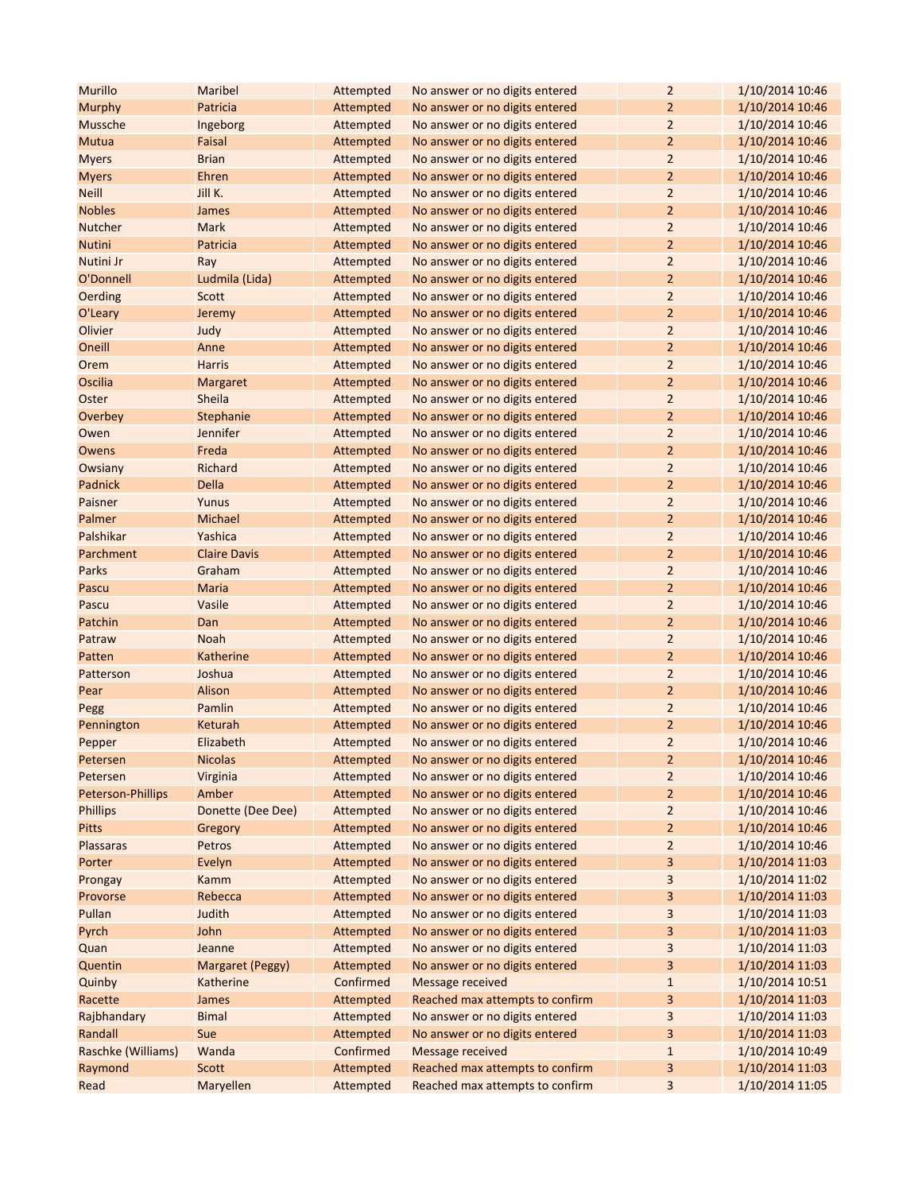| | | | | | |
|---|---|---|---|---|---|
| Murillo | Maribel | Attempted | No answer or no digits entered | 2 | 1/10/2014 10:46 |
| Murphy | Patricia | Attempted | No answer or no digits entered | 2 | 1/10/2014 10:46 |
| Mussche | Ingeborg | Attempted | No answer or no digits entered | 2 | 1/10/2014 10:46 |
| Mutua | Faisal | Attempted | No answer or no digits entered | 2 | 1/10/2014 10:46 |
| Myers | Brian | Attempted | No answer or no digits entered | 2 | 1/10/2014 10:46 |
| Myers | Ehren | Attempted | No answer or no digits entered | 2 | 1/10/2014 10:46 |
| Neill | Jill K. | Attempted | No answer or no digits entered | 2 | 1/10/2014 10:46 |
| Nobles | James | Attempted | No answer or no digits entered | 2 | 1/10/2014 10:46 |
| Nutcher | Mark | Attempted | No answer or no digits entered | 2 | 1/10/2014 10:46 |
| Nutini | Patricia | Attempted | No answer or no digits entered | 2 | 1/10/2014 10:46 |
| Nutini Jr | Ray | Attempted | No answer or no digits entered | 2 | 1/10/2014 10:46 |
| O'Donnell | Ludmila (Lida) | Attempted | No answer or no digits entered | 2 | 1/10/2014 10:46 |
| Oerding | Scott | Attempted | No answer or no digits entered | 2 | 1/10/2014 10:46 |
| O'Leary | Jeremy | Attempted | No answer or no digits entered | 2 | 1/10/2014 10:46 |
| Olivier | Judy | Attempted | No answer or no digits entered | 2 | 1/10/2014 10:46 |
| Oneill | Anne | Attempted | No answer or no digits entered | 2 | 1/10/2014 10:46 |
| Orem | Harris | Attempted | No answer or no digits entered | 2 | 1/10/2014 10:46 |
| Oscilia | Margaret | Attempted | No answer or no digits entered | 2 | 1/10/2014 10:46 |
| Oster | Sheila | Attempted | No answer or no digits entered | 2 | 1/10/2014 10:46 |
| Overbey | Stephanie | Attempted | No answer or no digits entered | 2 | 1/10/2014 10:46 |
| Owen | Jennifer | Attempted | No answer or no digits entered | 2 | 1/10/2014 10:46 |
| Owens | Freda | Attempted | No answer or no digits entered | 2 | 1/10/2014 10:46 |
| Owsiany | Richard | Attempted | No answer or no digits entered | 2 | 1/10/2014 10:46 |
| Padnick | Della | Attempted | No answer or no digits entered | 2 | 1/10/2014 10:46 |
| Paisner | Yunus | Attempted | No answer or no digits entered | 2 | 1/10/2014 10:46 |
| Palmer | Michael | Attempted | No answer or no digits entered | 2 | 1/10/2014 10:46 |
| Palshikar | Yashica | Attempted | No answer or no digits entered | 2 | 1/10/2014 10:46 |
| Parchment | Claire Davis | Attempted | No answer or no digits entered | 2 | 1/10/2014 10:46 |
| Parks | Graham | Attempted | No answer or no digits entered | 2 | 1/10/2014 10:46 |
| Pascu | Maria | Attempted | No answer or no digits entered | 2 | 1/10/2014 10:46 |
| Pascu | Vasile | Attempted | No answer or no digits entered | 2 | 1/10/2014 10:46 |
| Patchin | Dan | Attempted | No answer or no digits entered | 2 | 1/10/2014 10:46 |
| Patraw | Noah | Attempted | No answer or no digits entered | 2 | 1/10/2014 10:46 |
| Patten | Katherine | Attempted | No answer or no digits entered | 2 | 1/10/2014 10:46 |
| Patterson | Joshua | Attempted | No answer or no digits entered | 2 | 1/10/2014 10:46 |
| Pear | Alison | Attempted | No answer or no digits entered | 2 | 1/10/2014 10:46 |
| Pegg | Pamlin | Attempted | No answer or no digits entered | 2 | 1/10/2014 10:46 |
| Pennington | Keturah | Attempted | No answer or no digits entered | 2 | 1/10/2014 10:46 |
| Pepper | Elizabeth | Attempted | No answer or no digits entered | 2 | 1/10/2014 10:46 |
| Petersen | Nicolas | Attempted | No answer or no digits entered | 2 | 1/10/2014 10:46 |
| Petersen | Virginia | Attempted | No answer or no digits entered | 2 | 1/10/2014 10:46 |
| Peterson-Phillips | Amber | Attempted | No answer or no digits entered | 2 | 1/10/2014 10:46 |
| Phillips | Donette (Dee Dee) | Attempted | No answer or no digits entered | 2 | 1/10/2014 10:46 |
| Pitts | Gregory | Attempted | No answer or no digits entered | 2 | 1/10/2014 10:46 |
| Plassaras | Petros | Attempted | No answer or no digits entered | 2 | 1/10/2014 10:46 |
| Porter | Evelyn | Attempted | No answer or no digits entered | 3 | 1/10/2014 11:03 |
| Prongay | Kamm | Attempted | No answer or no digits entered | 3 | 1/10/2014 11:02 |
| Provorse | Rebecca | Attempted | No answer or no digits entered | 3 | 1/10/2014 11:03 |
| Pullan | Judith | Attempted | No answer or no digits entered | 3 | 1/10/2014 11:03 |
| Pyrch | John | Attempted | No answer or no digits entered | 3 | 1/10/2014 11:03 |
| Quan | Jeanne | Attempted | No answer or no digits entered | 3 | 1/10/2014 11:03 |
| Quentin | Margaret (Peggy) | Attempted | No answer or no digits entered | 3 | 1/10/2014 11:03 |
| Quinby | Katherine | Confirmed | Message received | 1 | 1/10/2014 10:51 |
| Racette | James | Attempted | Reached max attempts to confirm | 3 | 1/10/2014 11:03 |
| Rajbhandary | Bimal | Attempted | No answer or no digits entered | 3 | 1/10/2014 11:03 |
| Randall | Sue | Attempted | No answer or no digits entered | 3 | 1/10/2014 11:03 |
| Raschke (Williams) | Wanda | Confirmed | Message received | 1 | 1/10/2014 10:49 |
| Raymond | Scott | Attempted | Reached max attempts to confirm | 3 | 1/10/2014 11:03 |
| Read | Maryellen | Attempted | Reached max attempts to confirm | 3 | 1/10/2014 11:05 |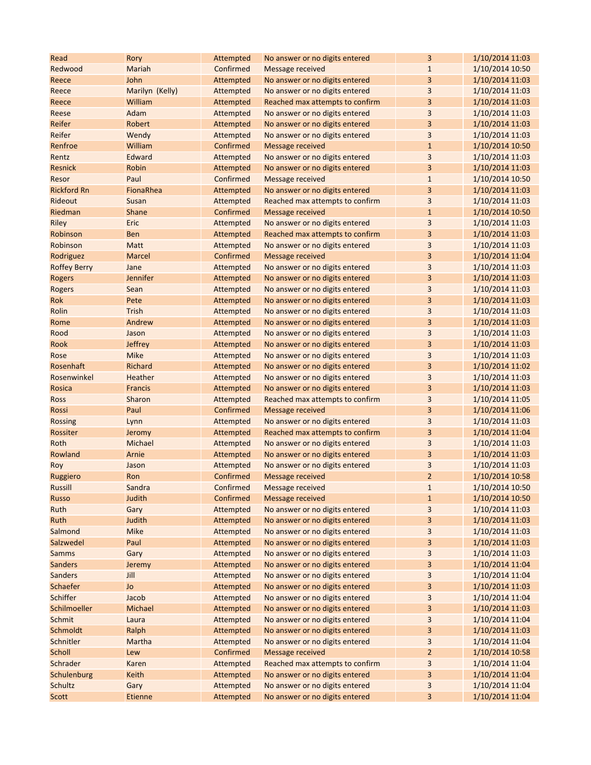| Read | Rory | Attempted | No answer or no digits entered | 3 | 1/10/2014 11:03 |
|---|---|---|---|---|---|
| Redwood | Mariah | Confirmed | Message received | 1 | 1/10/2014 10:50 |
| Reece | John | Attempted | No answer or no digits entered | 3 | 1/10/2014 11:03 |
| Reece | Marilyn (Kelly) | Attempted | No answer or no digits entered | 3 | 1/10/2014 11:03 |
| Reece | William | Attempted | Reached max attempts to confirm | 3 | 1/10/2014 11:03 |
| Reese | Adam | Attempted | No answer or no digits entered | 3 | 1/10/2014 11:03 |
| Reifer | Robert | Attempted | No answer or no digits entered | 3 | 1/10/2014 11:03 |
| Reifer | Wendy | Attempted | No answer or no digits entered | 3 | 1/10/2014 11:03 |
| Renfroe | William | Confirmed | Message received | 1 | 1/10/2014 10:50 |
| Rentz | Edward | Attempted | No answer or no digits entered | 3 | 1/10/2014 11:03 |
| Resnick | Robin | Attempted | No answer or no digits entered | 3 | 1/10/2014 11:03 |
| Resor | Paul | Confirmed | Message received | 1 | 1/10/2014 10:50 |
| Rickford Rn | FionaRhea | Attempted | No answer or no digits entered | 3 | 1/10/2014 11:03 |
| Rideout | Susan | Attempted | Reached max attempts to confirm | 3 | 1/10/2014 11:03 |
| Riedman | Shane | Confirmed | Message received | 1 | 1/10/2014 10:50 |
| Riley | Eric | Attempted | No answer or no digits entered | 3 | 1/10/2014 11:03 |
| Robinson | Ben | Attempted | Reached max attempts to confirm | 3 | 1/10/2014 11:03 |
| Robinson | Matt | Attempted | No answer or no digits entered | 3 | 1/10/2014 11:03 |
| Rodriguez | Marcel | Confirmed | Message received | 3 | 1/10/2014 11:04 |
| Roffey Berry | Jane | Attempted | No answer or no digits entered | 3 | 1/10/2014 11:03 |
| Rogers | Jennifer | Attempted | No answer or no digits entered | 3 | 1/10/2014 11:03 |
| Rogers | Sean | Attempted | No answer or no digits entered | 3 | 1/10/2014 11:03 |
| Rok | Pete | Attempted | No answer or no digits entered | 3 | 1/10/2014 11:03 |
| Rolin | Trish | Attempted | No answer or no digits entered | 3 | 1/10/2014 11:03 |
| Rome | Andrew | Attempted | No answer or no digits entered | 3 | 1/10/2014 11:03 |
| Rood | Jason | Attempted | No answer or no digits entered | 3 | 1/10/2014 11:03 |
| Rook | Jeffrey | Attempted | No answer or no digits entered | 3 | 1/10/2014 11:03 |
| Rose | Mike | Attempted | No answer or no digits entered | 3 | 1/10/2014 11:03 |
| Rosenhaft | Richard | Attempted | No answer or no digits entered | 3 | 1/10/2014 11:02 |
| Rosenwinkel | Heather | Attempted | No answer or no digits entered | 3 | 1/10/2014 11:03 |
| Rosica | Francis | Attempted | No answer or no digits entered | 3 | 1/10/2014 11:03 |
| Ross | Sharon | Attempted | Reached max attempts to confirm | 3 | 1/10/2014 11:05 |
| Rossi | Paul | Confirmed | Message received | 3 | 1/10/2014 11:06 |
| Rossing | Lynn | Attempted | No answer or no digits entered | 3 | 1/10/2014 11:03 |
| Rossiter | Jeromy | Attempted | Reached max attempts to confirm | 3 | 1/10/2014 11:04 |
| Roth | Michael | Attempted | No answer or no digits entered | 3 | 1/10/2014 11:03 |
| Rowland | Arnie | Attempted | No answer or no digits entered | 3 | 1/10/2014 11:03 |
| Roy | Jason | Attempted | No answer or no digits entered | 3 | 1/10/2014 11:03 |
| Ruggiero | Ron | Confirmed | Message received | 2 | 1/10/2014 10:58 |
| Russill | Sandra | Confirmed | Message received | 1 | 1/10/2014 10:50 |
| Russo | Judith | Confirmed | Message received | 1 | 1/10/2014 10:50 |
| Ruth | Gary | Attempted | No answer or no digits entered | 3 | 1/10/2014 11:03 |
| Ruth | Judith | Attempted | No answer or no digits entered | 3 | 1/10/2014 11:03 |
| Salmond | Mike | Attempted | No answer or no digits entered | 3 | 1/10/2014 11:03 |
| Salzwedel | Paul | Attempted | No answer or no digits entered | 3 | 1/10/2014 11:03 |
| Samms | Gary | Attempted | No answer or no digits entered | 3 | 1/10/2014 11:03 |
| Sanders | Jeremy | Attempted | No answer or no digits entered | 3 | 1/10/2014 11:04 |
| Sanders | Jill | Attempted | No answer or no digits entered | 3 | 1/10/2014 11:04 |
| Schaefer | Jo | Attempted | No answer or no digits entered | 3 | 1/10/2014 11:03 |
| Schiffer | Jacob | Attempted | No answer or no digits entered | 3 | 1/10/2014 11:04 |
| Schilmoeller | Michael | Attempted | No answer or no digits entered | 3 | 1/10/2014 11:03 |
| Schmit | Laura | Attempted | No answer or no digits entered | 3 | 1/10/2014 11:04 |
| Schmoldt | Ralph | Attempted | No answer or no digits entered | 3 | 1/10/2014 11:03 |
| Schnitler | Martha | Attempted | No answer or no digits entered | 3 | 1/10/2014 11:04 |
| Scholl | Lew | Confirmed | Message received | 2 | 1/10/2014 10:58 |
| Schrader | Karen | Attempted | Reached max attempts to confirm | 3 | 1/10/2014 11:04 |
| Schulenburg | Keith | Attempted | No answer or no digits entered | 3 | 1/10/2014 11:04 |
| Schultz | Gary | Attempted | No answer or no digits entered | 3 | 1/10/2014 11:04 |
| Scott | Etienne | Attempted | No answer or no digits entered | 3 | 1/10/2014 11:04 |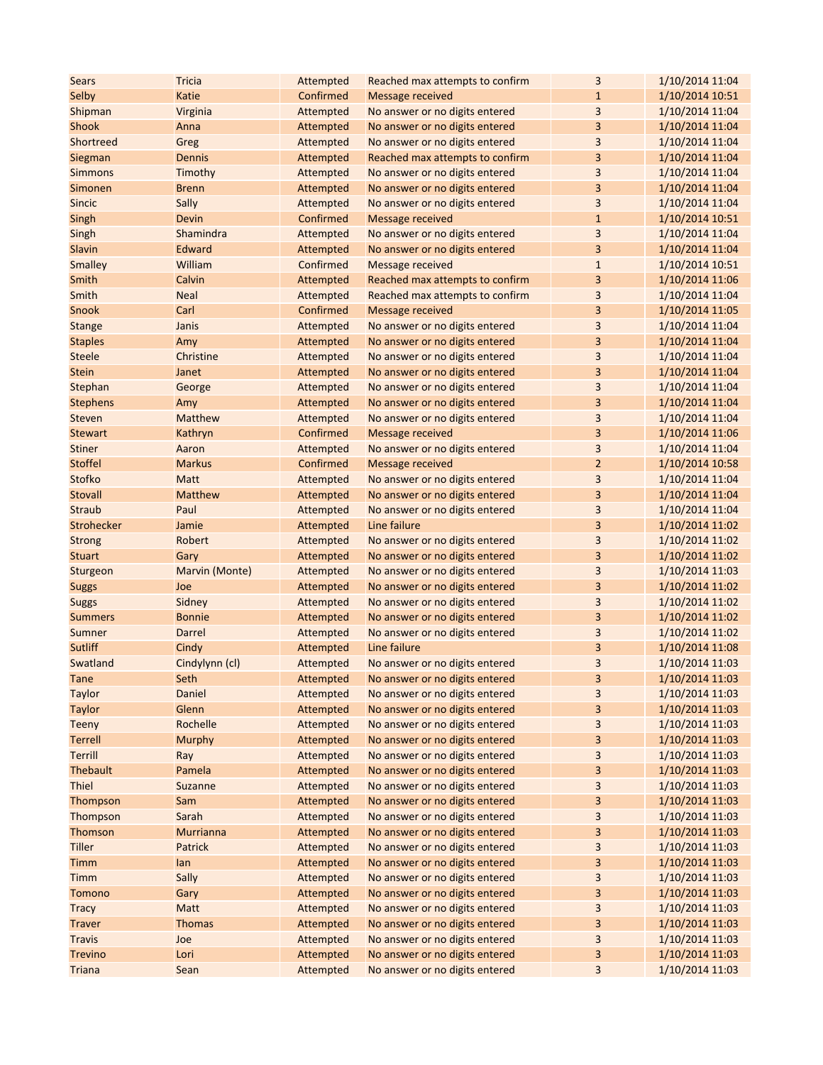| Sears | Tricia | Attempted | Reached max attempts to confirm | 3 | 1/10/2014 11:04 |
|---|---|---|---|---|---|
| Selby | Katie | Confirmed | Message received | 1 | 1/10/2014 10:51 |
| Shipman | Virginia | Attempted | No answer or no digits entered | 3 | 1/10/2014 11:04 |
| Shook | Anna | Attempted | No answer or no digits entered | 3 | 1/10/2014 11:04 |
| Shortreed | Greg | Attempted | No answer or no digits entered | 3 | 1/10/2014 11:04 |
| Siegman | Dennis | Attempted | Reached max attempts to confirm | 3 | 1/10/2014 11:04 |
| Simmons | Timothy | Attempted | No answer or no digits entered | 3 | 1/10/2014 11:04 |
| Simonen | Brenn | Attempted | No answer or no digits entered | 3 | 1/10/2014 11:04 |
| Sincic | Sally | Attempted | No answer or no digits entered | 3 | 1/10/2014 11:04 |
| Singh | Devin | Confirmed | Message received | 1 | 1/10/2014 10:51 |
| Singh | Shamindra | Attempted | No answer or no digits entered | 3 | 1/10/2014 11:04 |
| Slavin | Edward | Attempted | No answer or no digits entered | 3 | 1/10/2014 11:04 |
| Smalley | William | Confirmed | Message received | 1 | 1/10/2014 10:51 |
| Smith | Calvin | Attempted | Reached max attempts to confirm | 3 | 1/10/2014 11:06 |
| Smith | Neal | Attempted | Reached max attempts to confirm | 3 | 1/10/2014 11:04 |
| Snook | Carl | Confirmed | Message received | 3 | 1/10/2014 11:05 |
| Stange | Janis | Attempted | No answer or no digits entered | 3 | 1/10/2014 11:04 |
| Staples | Amy | Attempted | No answer or no digits entered | 3 | 1/10/2014 11:04 |
| Steele | Christine | Attempted | No answer or no digits entered | 3 | 1/10/2014 11:04 |
| Stein | Janet | Attempted | No answer or no digits entered | 3 | 1/10/2014 11:04 |
| Stephan | George | Attempted | No answer or no digits entered | 3 | 1/10/2014 11:04 |
| Stephens | Amy | Attempted | No answer or no digits entered | 3 | 1/10/2014 11:04 |
| Steven | Matthew | Attempted | No answer or no digits entered | 3 | 1/10/2014 11:04 |
| Stewart | Kathryn | Confirmed | Message received | 3 | 1/10/2014 11:06 |
| Stiner | Aaron | Attempted | No answer or no digits entered | 3 | 1/10/2014 11:04 |
| Stoffel | Markus | Confirmed | Message received | 2 | 1/10/2014 10:58 |
| Stofko | Matt | Attempted | No answer or no digits entered | 3 | 1/10/2014 11:04 |
| Stovall | Matthew | Attempted | No answer or no digits entered | 3 | 1/10/2014 11:04 |
| Straub | Paul | Attempted | No answer or no digits entered | 3 | 1/10/2014 11:04 |
| Strohecker | Jamie | Attempted | Line failure | 3 | 1/10/2014 11:02 |
| Strong | Robert | Attempted | No answer or no digits entered | 3 | 1/10/2014 11:02 |
| Stuart | Gary | Attempted | No answer or no digits entered | 3 | 1/10/2014 11:02 |
| Sturgeon | Marvin (Monte) | Attempted | No answer or no digits entered | 3 | 1/10/2014 11:03 |
| Suggs | Joe | Attempted | No answer or no digits entered | 3 | 1/10/2014 11:02 |
| Suggs | Sidney | Attempted | No answer or no digits entered | 3 | 1/10/2014 11:02 |
| Summers | Bonnie | Attempted | No answer or no digits entered | 3 | 1/10/2014 11:02 |
| Sumner | Darrel | Attempted | No answer or no digits entered | 3 | 1/10/2014 11:02 |
| Sutliff | Cindy | Attempted | Line failure | 3 | 1/10/2014 11:08 |
| Swatland | Cindylynn (cl) | Attempted | No answer or no digits entered | 3 | 1/10/2014 11:03 |
| Tane | Seth | Attempted | No answer or no digits entered | 3 | 1/10/2014 11:03 |
| Taylor | Daniel | Attempted | No answer or no digits entered | 3 | 1/10/2014 11:03 |
| Taylor | Glenn | Attempted | No answer or no digits entered | 3 | 1/10/2014 11:03 |
| Teeny | Rochelle | Attempted | No answer or no digits entered | 3 | 1/10/2014 11:03 |
| Terrell | Murphy | Attempted | No answer or no digits entered | 3 | 1/10/2014 11:03 |
| Terrill | Ray | Attempted | No answer or no digits entered | 3 | 1/10/2014 11:03 |
| Thebault | Pamela | Attempted | No answer or no digits entered | 3 | 1/10/2014 11:03 |
| Thiel | Suzanne | Attempted | No answer or no digits entered | 3 | 1/10/2014 11:03 |
| Thompson | Sam | Attempted | No answer or no digits entered | 3 | 1/10/2014 11:03 |
| Thompson | Sarah | Attempted | No answer or no digits entered | 3 | 1/10/2014 11:03 |
| Thomson | Murrianna | Attempted | No answer or no digits entered | 3 | 1/10/2014 11:03 |
| Tiller | Patrick | Attempted | No answer or no digits entered | 3 | 1/10/2014 11:03 |
| Timm | Ian | Attempted | No answer or no digits entered | 3 | 1/10/2014 11:03 |
| Timm | Sally | Attempted | No answer or no digits entered | 3 | 1/10/2014 11:03 |
| Tomono | Gary | Attempted | No answer or no digits entered | 3 | 1/10/2014 11:03 |
| Tracy | Matt | Attempted | No answer or no digits entered | 3 | 1/10/2014 11:03 |
| Traver | Thomas | Attempted | No answer or no digits entered | 3 | 1/10/2014 11:03 |
| Travis | Joe | Attempted | No answer or no digits entered | 3 | 1/10/2014 11:03 |
| Trevino | Lori | Attempted | No answer or no digits entered | 3 | 1/10/2014 11:03 |
| Triana | Sean | Attempted | No answer or no digits entered | 3 | 1/10/2014 11:03 |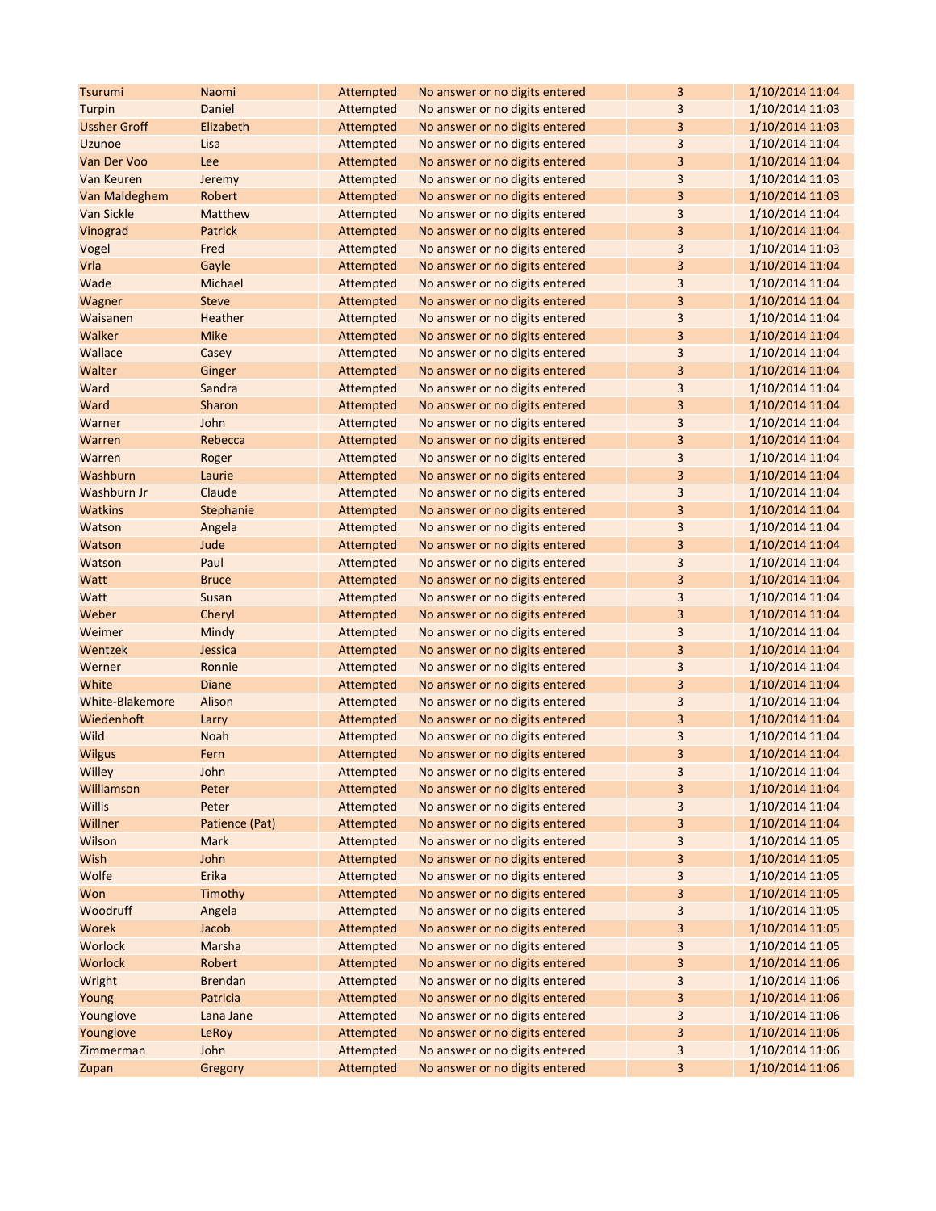| | | | | | |
|---|---|---|---|---|---|
| Tsurumi | Naomi | Attempted | No answer or no digits entered | 3 | 1/10/2014 11:04 |
| Turpin | Daniel | Attempted | No answer or no digits entered | 3 | 1/10/2014 11:03 |
| Ussher Groff | Elizabeth | Attempted | No answer or no digits entered | 3 | 1/10/2014 11:03 |
| Uzunoe | Lisa | Attempted | No answer or no digits entered | 3 | 1/10/2014 11:04 |
| Van Der Voo | Lee | Attempted | No answer or no digits entered | 3 | 1/10/2014 11:04 |
| Van Keuren | Jeremy | Attempted | No answer or no digits entered | 3 | 1/10/2014 11:03 |
| Van Maldeghem | Robert | Attempted | No answer or no digits entered | 3 | 1/10/2014 11:03 |
| Van Sickle | Matthew | Attempted | No answer or no digits entered | 3 | 1/10/2014 11:04 |
| Vinograd | Patrick | Attempted | No answer or no digits entered | 3 | 1/10/2014 11:04 |
| Vogel | Fred | Attempted | No answer or no digits entered | 3 | 1/10/2014 11:03 |
| Vrla | Gayle | Attempted | No answer or no digits entered | 3 | 1/10/2014 11:04 |
| Wade | Michael | Attempted | No answer or no digits entered | 3 | 1/10/2014 11:04 |
| Wagner | Steve | Attempted | No answer or no digits entered | 3 | 1/10/2014 11:04 |
| Waisanen | Heather | Attempted | No answer or no digits entered | 3 | 1/10/2014 11:04 |
| Walker | Mike | Attempted | No answer or no digits entered | 3 | 1/10/2014 11:04 |
| Wallace | Casey | Attempted | No answer or no digits entered | 3 | 1/10/2014 11:04 |
| Walter | Ginger | Attempted | No answer or no digits entered | 3 | 1/10/2014 11:04 |
| Ward | Sandra | Attempted | No answer or no digits entered | 3 | 1/10/2014 11:04 |
| Ward | Sharon | Attempted | No answer or no digits entered | 3 | 1/10/2014 11:04 |
| Warner | John | Attempted | No answer or no digits entered | 3 | 1/10/2014 11:04 |
| Warren | Rebecca | Attempted | No answer or no digits entered | 3 | 1/10/2014 11:04 |
| Warren | Roger | Attempted | No answer or no digits entered | 3 | 1/10/2014 11:04 |
| Washburn | Laurie | Attempted | No answer or no digits entered | 3 | 1/10/2014 11:04 |
| Washburn Jr | Claude | Attempted | No answer or no digits entered | 3 | 1/10/2014 11:04 |
| Watkins | Stephanie | Attempted | No answer or no digits entered | 3 | 1/10/2014 11:04 |
| Watson | Angela | Attempted | No answer or no digits entered | 3 | 1/10/2014 11:04 |
| Watson | Jude | Attempted | No answer or no digits entered | 3 | 1/10/2014 11:04 |
| Watson | Paul | Attempted | No answer or no digits entered | 3 | 1/10/2014 11:04 |
| Watt | Bruce | Attempted | No answer or no digits entered | 3 | 1/10/2014 11:04 |
| Watt | Susan | Attempted | No answer or no digits entered | 3 | 1/10/2014 11:04 |
| Weber | Cheryl | Attempted | No answer or no digits entered | 3 | 1/10/2014 11:04 |
| Weimer | Mindy | Attempted | No answer or no digits entered | 3 | 1/10/2014 11:04 |
| Wentzek | Jessica | Attempted | No answer or no digits entered | 3 | 1/10/2014 11:04 |
| Werner | Ronnie | Attempted | No answer or no digits entered | 3 | 1/10/2014 11:04 |
| White | Diane | Attempted | No answer or no digits entered | 3 | 1/10/2014 11:04 |
| White-Blakemore | Alison | Attempted | No answer or no digits entered | 3 | 1/10/2014 11:04 |
| Wiedenhoft | Larry | Attempted | No answer or no digits entered | 3 | 1/10/2014 11:04 |
| Wild | Noah | Attempted | No answer or no digits entered | 3 | 1/10/2014 11:04 |
| Wilgus | Fern | Attempted | No answer or no digits entered | 3 | 1/10/2014 11:04 |
| Willey | John | Attempted | No answer or no digits entered | 3 | 1/10/2014 11:04 |
| Williamson | Peter | Attempted | No answer or no digits entered | 3 | 1/10/2014 11:04 |
| Willis | Peter | Attempted | No answer or no digits entered | 3 | 1/10/2014 11:04 |
| Willner | Patience (Pat) | Attempted | No answer or no digits entered | 3 | 1/10/2014 11:04 |
| Wilson | Mark | Attempted | No answer or no digits entered | 3 | 1/10/2014 11:05 |
| Wish | John | Attempted | No answer or no digits entered | 3 | 1/10/2014 11:05 |
| Wolfe | Erika | Attempted | No answer or no digits entered | 3 | 1/10/2014 11:05 |
| Won | Timothy | Attempted | No answer or no digits entered | 3 | 1/10/2014 11:05 |
| Woodruff | Angela | Attempted | No answer or no digits entered | 3 | 1/10/2014 11:05 |
| Worek | Jacob | Attempted | No answer or no digits entered | 3 | 1/10/2014 11:05 |
| Worlock | Marsha | Attempted | No answer or no digits entered | 3 | 1/10/2014 11:05 |
| Worlock | Robert | Attempted | No answer or no digits entered | 3 | 1/10/2014 11:06 |
| Wright | Brendan | Attempted | No answer or no digits entered | 3 | 1/10/2014 11:06 |
| Young | Patricia | Attempted | No answer or no digits entered | 3 | 1/10/2014 11:06 |
| Younglove | Lana Jane | Attempted | No answer or no digits entered | 3 | 1/10/2014 11:06 |
| Younglove | LeRoy | Attempted | No answer or no digits entered | 3 | 1/10/2014 11:06 |
| Zimmerman | John | Attempted | No answer or no digits entered | 3 | 1/10/2014 11:06 |
| Zupan | Gregory | Attempted | No answer or no digits entered | 3 | 1/10/2014 11:06 |